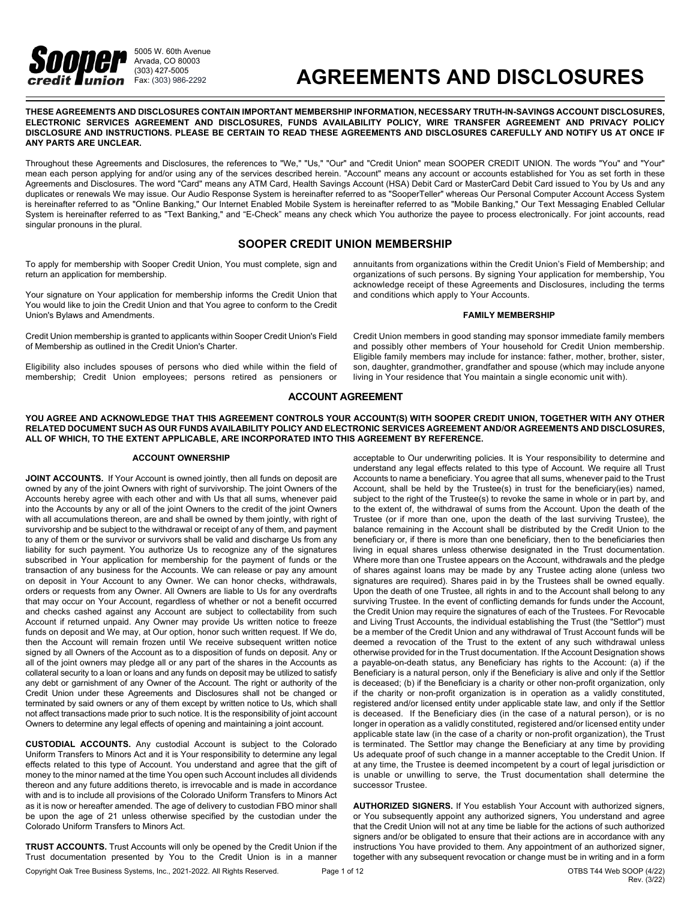Sooper credit union

5005 W. 60th Avenue
Arvada, CO 80003
(303) 427-5005
Fax: (303) 986-2292

# AGREEMENTS AND DISCLOSURES

**THESE AGREEMENTS AND DISCLOSURES CONTAIN IMPORTANT MEMBERSHIP INFORMATION, NECESSARY TRUTH-IN-SAVINGS ACCOUNT DISCLOSURES, ELECTRONIC SERVICES AGREEMENT AND DISCLOSURES, FUNDS AVAILABILITY POLICY, WIRE TRANSFER AGREEMENT AND PRIVACY POLICY DISCLOSURE AND INSTRUCTIONS. PLEASE BE CERTAIN TO READ THESE AGREEMENTS AND DISCLOSURES CAREFULLY AND NOTIFY US AT ONCE IF ANY PARTS ARE UNCLEAR.**

Throughout these Agreements and Disclosures, the references to "We," "Us," "Our" and "Credit Union" mean SOOPER CREDIT UNION. The words "You" and "Your" mean each person applying for and/or using any of the services described herein. "Account" means any account or accounts established for You as set forth in these Agreements and Disclosures. The word "Card" means any ATM Card, Health Savings Account (HSA) Debit Card or MasterCard Debit Card issued to You by Us and any duplicates or renewals We may issue. Our Audio Response System is hereinafter referred to as "SooperTeller" whereas Our Personal Computer Account Access System is hereinafter referred to as "Online Banking," Our Internet Enabled Mobile System is hereinafter referred to as "Mobile Banking," Our Text Messaging Enabled Cellular System is hereinafter referred to as "Text Banking," and "E-Check" means any check which You authorize the payee to process electronically. For joint accounts, read singular pronouns in the plural.

## SOOPER CREDIT UNION MEMBERSHIP

To apply for membership with Sooper Credit Union, You must complete, sign and return an application for membership.

Your signature on Your application for membership informs the Credit Union that You would like to join the Credit Union and that You agree to conform to the Credit Union's Bylaws and Amendments.

Credit Union membership is granted to applicants within Sooper Credit Union's Field of Membership as outlined in the Credit Union's Charter.

Eligibility also includes spouses of persons who died while within the field of membership; Credit Union employees; persons retired as pensioners or annuitants from organizations within the Credit Union's Field of Membership; and organizations of such persons. By signing Your application for membership, You acknowledge receipt of these Agreements and Disclosures, including the terms and conditions which apply to Your Accounts.

### FAMILY MEMBERSHIP

Credit Union members in good standing may sponsor immediate family members and possibly other members of Your household for Credit Union membership. Eligible family members may include for instance: father, mother, brother, sister, son, daughter, grandmother, grandfather and spouse (which may include anyone living in Your residence that You maintain a single economic unit with).

## ACCOUNT AGREEMENT

**YOU AGREE AND ACKNOWLEDGE THAT THIS AGREEMENT CONTROLS YOUR ACCOUNT(S) WITH SOOPER CREDIT UNION, TOGETHER WITH ANY OTHER RELATED DOCUMENT SUCH AS OUR FUNDS AVAILABILITY POLICY AND ELECTRONIC SERVICES AGREEMENT AND/OR AGREEMENTS AND DISCLOSURES, ALL OF WHICH, TO THE EXTENT APPLICABLE, ARE INCORPORATED INTO THIS AGREEMENT BY REFERENCE.**

### ACCOUNT OWNERSHIP

**JOINT ACCOUNTS.** If Your Account is owned jointly, then all funds on deposit are owned by any of the joint Owners with right of survivorship. The joint Owners of the Accounts hereby agree with each other and with Us that all sums, whenever paid into the Accounts by any or all of the joint Owners to the credit of the joint Owners with all accumulations thereon, are and shall be owned by them jointly, with right of survivorship and be subject to the withdrawal or receipt of any of them, and payment to any of them or the survivor or survivors shall be valid and discharge Us from any liability for such payment. You authorize Us to recognize any of the signatures subscribed in Your application for membership for the payment of funds or the transaction of any business for the Accounts. We can release or pay any amount on deposit in Your Account to any Owner. We can honor checks, withdrawals, orders or requests from any Owner. All Owners are liable to Us for any overdrafts that may occur on Your Account, regardless of whether or not a benefit occurred and checks cashed against any Account are subject to collectability from such Account if returned unpaid. Any Owner may provide Us written notice to freeze funds on deposit and We may, at Our option, honor such written request. If We do, then the Account will remain frozen until We receive subsequent written notice signed by all Owners of the Account as to a disposition of funds on deposit. Any or all of the joint owners may pledge all or any part of the shares in the Accounts as collateral security to a loan or loans and any funds on deposit may be utilized to satisfy any debt or garnishment of any Owner of the Account. The right or authority of the Credit Union under these Agreements and Disclosures shall not be changed or terminated by said owners or any of them except by written notice to Us, which shall not affect transactions made prior to such notice. It is the responsibility of joint account Owners to determine any legal effects of opening and maintaining a joint account.

**CUSTODIAL ACCOUNTS.** Any custodial Account is subject to the Colorado Uniform Transfers to Minors Act and it is Your responsibility to determine any legal effects related to this type of Account. You understand and agree that the gift of money to the minor named at the time You open such Account includes all dividends thereon and any future additions thereto, is irrevocable and is made in accordance with and is to include all provisions of the Colorado Uniform Transfers to Minors Act as it is now or hereafter amended. The age of delivery to custodian FBO minor shall be upon the age of 21 unless otherwise specified by the custodian under the Colorado Uniform Transfers to Minors Act.

**TRUST ACCOUNTS.** Trust Accounts will only be opened by the Credit Union if the Trust documentation presented by You to the Credit Union is in a manner acceptable to Our underwriting policies. It is Your responsibility to determine and understand any legal effects related to this type of Account. We require all Trust Accounts to name a beneficiary. You agree that all sums, whenever paid to the Trust Account, shall be held by the Trustee(s) in trust for the beneficiary(ies) named, subject to the right of the Trustee(s) to revoke the same in whole or in part by, and to the extent of, the withdrawal of sums from the Account. Upon the death of the Trustee (or if more than one, upon the death of the last surviving Trustee), the balance remaining in the Account shall be distributed by the Credit Union to the beneficiary or, if there is more than one beneficiary, then to the beneficiaries then living in equal shares unless otherwise designated in the Trust documentation. Where more than one Trustee appears on the Account, withdrawals and the pledge of shares against loans may be made by any Trustee acting alone (unless two signatures are required). Shares paid in by the Trustees shall be owned equally. Upon the death of one Trustee, all rights in and to the Account shall belong to any surviving Trustee. In the event of conflicting demands for funds under the Account, the Credit Union may require the signatures of each of the Trustees. For Revocable and Living Trust Accounts, the individual establishing the Trust (the "Settlor") must be a member of the Credit Union and any withdrawal of Trust Account funds will be deemed a revocation of the Trust to the extent of any such withdrawal unless otherwise provided for in the Trust documentation. If the Account Designation shows a payable-on-death status, any Beneficiary has rights to the Account: (a) if the Beneficiary is a natural person, only if the Beneficiary is alive and only if the Settlor is deceased; (b) if the Beneficiary is a charity or other non-profit organization, only if the charity or non-profit organization is in operation as a validly constituted, registered and/or licensed entity under applicable state law, and only if the Settlor is deceased. If the Beneficiary dies (in the case of a natural person), or is no longer in operation as a validly constituted, registered and/or licensed entity under applicable state law (in the case of a charity or non-profit organization), the Trust is terminated. The Settlor may change the Beneficiary at any time by providing Us adequate proof of such change in a manner acceptable to the Credit Union. If at any time, the Trustee is deemed incompetent by a court of legal jurisdiction or is unable or unwilling to serve, the Trust documentation shall determine the successor Trustee.

**AUTHORIZED SIGNERS.** If You establish Your Account with authorized signers, or You subsequently appoint any authorized signers, You understand and agree that the Credit Union will not at any time be liable for the actions of such authorized signers and/or be obligated to ensure that their actions are in accordance with any instructions You have provided to them. Any appointment of an authorized signer, together with any subsequent revocation or change must be in writing and in a form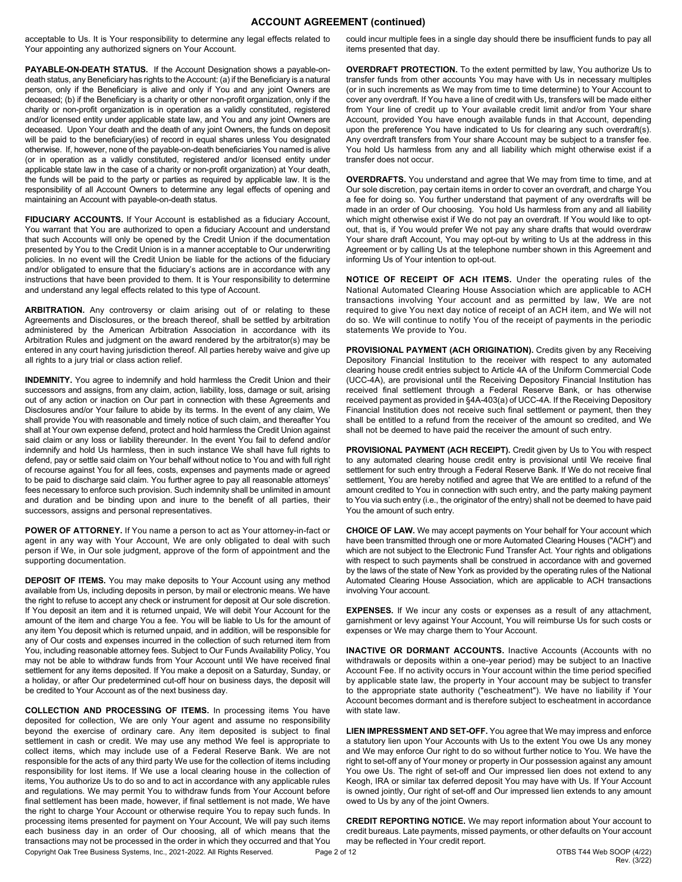## ACCOUNT AGREEMENT (continued)

acceptable to Us. It is Your responsibility to determine any legal effects related to Your appointing any authorized signers on Your Account.

**PAYABLE-ON-DEATH STATUS.** If the Account Designation shows a payable-on-death status, any Beneficiary has rights to the Account: (a) if the Beneficiary is a natural person, only if the Beneficiary is alive and only if You and any joint Owners are deceased; (b) if the Beneficiary is a charity or other non-profit organization, only if the charity or non-profit organization is in operation as a validly constituted, registered and/or licensed entity under applicable state law, and You and any joint Owners are deceased. Upon Your death and the death of any joint Owners, the funds on deposit will be paid to the beneficiary(ies) of record in equal shares unless You designated otherwise. If, however, none of the payable-on-death beneficiaries You named is alive (or in operation as a validly constituted, registered and/or licensed entity under applicable state law in the case of a charity or non-profit organization) at Your death, the funds will be paid to the party or parties as required by applicable law. It is the responsibility of all Account Owners to determine any legal effects of opening and maintaining an Account with payable-on-death status.

**FIDUCIARY ACCOUNTS.** If Your Account is established as a fiduciary Account, You warrant that You are authorized to open a fiduciary Account and understand that such Accounts will only be opened by the Credit Union if the documentation presented by You to the Credit Union is in a manner acceptable to Our underwriting policies. In no event will the Credit Union be liable for the actions of the fiduciary and/or obligated to ensure that the fiduciary's actions are in accordance with any instructions that have been provided to them. It is Your responsibility to determine and understand any legal effects related to this type of Account.

**ARBITRATION.** Any controversy or claim arising out of or relating to these Agreements and Disclosures, or the breach thereof, shall be settled by arbitration administered by the American Arbitration Association in accordance with its Arbitration Rules and judgment on the award rendered by the arbitrator(s) may be entered in any court having jurisdiction thereof. All parties hereby waive and give up all rights to a jury trial or class action relief.

**INDEMNITY.** You agree to indemnify and hold harmless the Credit Union and their successors and assigns, from any claim, action, liability, loss, damage or suit, arising out of any action or inaction on Our part in connection with these Agreements and Disclosures and/or Your failure to abide by its terms. In the event of any claim, We shall provide You with reasonable and timely notice of such claim, and thereafter You shall at Your own expense defend, protect and hold harmless the Credit Union against said claim or any loss or liability thereunder. In the event You fail to defend and/or indemnify and hold Us harmless, then in such instance We shall have full rights to defend, pay or settle said claim on Your behalf without notice to You and with full right of recourse against You for all fees, costs, expenses and payments made or agreed to be paid to discharge said claim. You further agree to pay all reasonable attorneys' fees necessary to enforce such provision. Such indemnity shall be unlimited in amount and duration and be binding upon and inure to the benefit of all parties, their successors, assigns and personal representatives.

**POWER OF ATTORNEY.** If You name a person to act as Your attorney-in-fact or agent in any way with Your Account, We are only obligated to deal with such person if We, in Our sole judgment, approve of the form of appointment and the supporting documentation.

**DEPOSIT OF ITEMS.** You may make deposits to Your Account using any method available from Us, including deposits in person, by mail or electronic means. We have the right to refuse to accept any check or instrument for deposit at Our sole discretion. If You deposit an item and it is returned unpaid, We will debit Your Account for the amount of the item and charge You a fee. You will be liable to Us for the amount of any item You deposit which is returned unpaid, and in addition, will be responsible for any of Our costs and expenses incurred in the collection of such returned item from You, including reasonable attorney fees. Subject to Our Funds Availability Policy, You may not be able to withdraw funds from Your Account until We have received final settlement for any items deposited. If You make a deposit on a Saturday, Sunday, or a holiday, or after Our predetermined cut-off hour on business days, the deposit will be credited to Your Account as of the next business day.

**COLLECTION AND PROCESSING OF ITEMS.** In processing items You have deposited for collection, We are only Your agent and assume no responsibility beyond the exercise of ordinary care. Any item deposited is subject to final settlement in cash or credit. We may use any method We feel is appropriate to collect items, which may include use of a Federal Reserve Bank. We are not responsible for the acts of any third party We use for the collection of items including responsibility for lost items. If We use a local clearing house in the collection of items, You authorize Us to do so and to act in accordance with any applicable rules and regulations. We may permit You to withdraw funds from Your Account before final settlement has been made, however, if final settlement is not made, We have the right to charge Your Account or otherwise require You to repay such funds. In processing items presented for payment on Your Account, We will pay such items each business day in an order of Our choosing, all of which means that the transactions may not be processed in the order in which they occurred and that You could incur multiple fees in a single day should there be insufficient funds to pay all items presented that day.

**OVERDRAFT PROTECTION.** To the extent permitted by law, You authorize Us to transfer funds from other accounts You may have with Us in necessary multiples (or in such increments as We may from time to time determine) to Your Account to cover any overdraft. If You have a line of credit with Us, transfers will be made either from Your line of credit up to Your available credit limit and/or from Your share Account, provided You have enough available funds in that Account, depending upon the preference You have indicated to Us for clearing any such overdraft(s). Any overdraft transfers from Your share Account may be subject to a transfer fee. You hold Us harmless from any and all liability which might otherwise exist if a transfer does not occur.

**OVERDRAFTS.** You understand and agree that We may from time to time, and at Our sole discretion, pay certain items in order to cover an overdraft, and charge You a fee for doing so. You further understand that payment of any overdrafts will be made in an order of Our choosing. You hold Us harmless from any and all liability which might otherwise exist if We do not pay an overdraft. If You would like to opt-out, that is, if You would prefer We not pay any share drafts that would overdraw Your share draft Account, You may opt-out by writing to Us at the address in this Agreement or by calling Us at the telephone number shown in this Agreement and informing Us of Your intention to opt-out.

**NOTICE OF RECEIPT OF ACH ITEMS.** Under the operating rules of the National Automated Clearing House Association which are applicable to ACH transactions involving Your account and as permitted by law, We are not required to give You next day notice of receipt of an ACH item, and We will not do so. We will continue to notify You of the receipt of payments in the periodic statements We provide to You.

**PROVISIONAL PAYMENT (ACH ORIGINATION).** Credits given by any Receiving Depository Financial Institution to the receiver with respect to any automated clearing house credit entries subject to Article 4A of the Uniform Commercial Code (UCC-4A), are provisional until the Receiving Depository Financial Institution has received final settlement through a Federal Reserve Bank, or has otherwise received payment as provided in §4A-403(a) of UCC-4A. If the Receiving Depository Financial Institution does not receive such final settlement or payment, then they shall be entitled to a refund from the receiver of the amount so credited, and We shall not be deemed to have paid the receiver the amount of such entry.

**PROVISIONAL PAYMENT (ACH RECEIPT).** Credit given by Us to You with respect to any automated clearing house credit entry is provisional until We receive final settlement for such entry through a Federal Reserve Bank. If We do not receive final settlement, You are hereby notified and agree that We are entitled to a refund of the amount credited to You in connection with such entry, and the party making payment to You via such entry (i.e., the originator of the entry) shall not be deemed to have paid You the amount of such entry.

**CHOICE OF LAW.** We may accept payments on Your behalf for Your account which have been transmitted through one or more Automated Clearing Houses ("ACH") and which are not subject to the Electronic Fund Transfer Act. Your rights and obligations with respect to such payments shall be construed in accordance with and governed by the laws of the state of New York as provided by the operating rules of the National Automated Clearing House Association, which are applicable to ACH transactions involving Your account.

**EXPENSES.** If We incur any costs or expenses as a result of any attachment, garnishment or levy against Your Account, You will reimburse Us for such costs or expenses or We may charge them to Your Account.

**INACTIVE OR DORMANT ACCOUNTS.** Inactive Accounts (Accounts with no withdrawals or deposits within a one-year period) may be subject to an Inactive Account Fee. If no activity occurs in Your account within the time period specified by applicable state law, the property in Your account may be subject to transfer to the appropriate state authority ("escheatment"). We have no liability if Your Account becomes dormant and is therefore subject to escheatment in accordance with state law.

**LIEN IMPRESSMENT AND SET-OFF.** You agree that We may impress and enforce a statutory lien upon Your Accounts with Us to the extent You owe Us any money and We may enforce Our right to do so without further notice to You. We have the right to set-off any of Your money or property in Our possession against any amount You owe Us. The right of set-off and Our impressed lien does not extend to any Keogh, IRA or similar tax deferred deposit You may have with Us. If Your Account is owned jointly, Our right of set-off and Our impressed lien extends to any amount owed to Us by any of the joint Owners.

**CREDIT REPORTING NOTICE.** We may report information about Your account to credit bureaus. Late payments, missed payments, or other defaults on Your account may be reflected in Your credit report.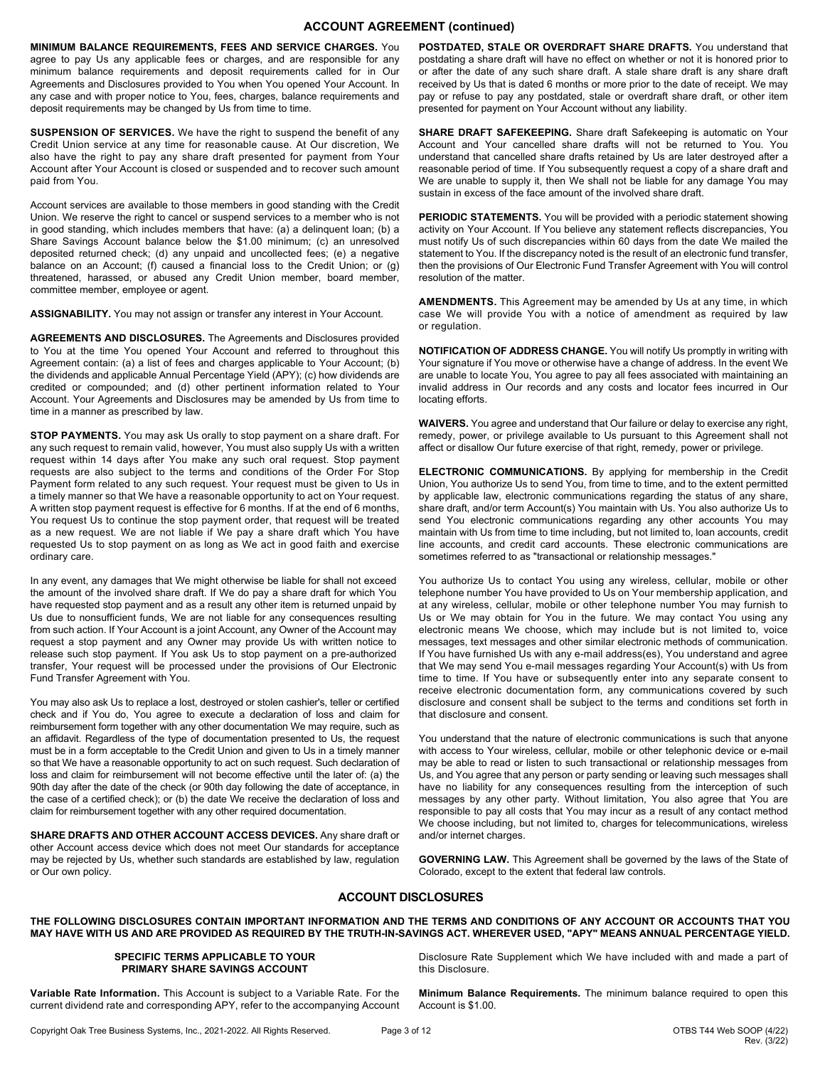## ACCOUNT AGREEMENT (continued)

**MINIMUM BALANCE REQUIREMENTS, FEES AND SERVICE CHARGES.** You agree to pay Us any applicable fees or charges, and are responsible for any minimum balance requirements and deposit requirements called for in Our Agreements and Disclosures provided to You when You opened Your Account. In any case and with proper notice to You, fees, charges, balance requirements and deposit requirements may be changed by Us from time to time.

**SUSPENSION OF SERVICES.** We have the right to suspend the benefit of any Credit Union service at any time for reasonable cause. At Our discretion, We also have the right to pay any share draft presented for payment from Your Account after Your Account is closed or suspended and to recover such amount paid from You.

Account services are available to those members in good standing with the Credit Union. We reserve the right to cancel or suspend services to a member who is not in good standing, which includes members that have: (a) a delinquent loan; (b) a Share Savings Account balance below the $1.00 minimum; (c) an unresolved deposited returned check; (d) any unpaid and uncollected fees; (e) a negative balance on an Account; (f) caused a financial loss to the Credit Union; or (g) threatened, harassed, or abused any Credit Union member, board member, committee member, employee or agent.

**ASSIGNABILITY.** You may not assign or transfer any interest in Your Account.

**AGREEMENTS AND DISCLOSURES.** The Agreements and Disclosures provided to You at the time You opened Your Account and referred to throughout this Agreement contain: (a) a list of fees and charges applicable to Your Account; (b) the dividends and applicable Annual Percentage Yield (APY); (c) how dividends are credited or compounded; and (d) other pertinent information related to Your Account. Your Agreements and Disclosures may be amended by Us from time to time in a manner as prescribed by law.

**STOP PAYMENTS.** You may ask Us orally to stop payment on a share draft. For any such request to remain valid, however, You must also supply Us with a written request within 14 days after You make any such oral request. Stop payment requests are also subject to the terms and conditions of the Order For Stop Payment form related to any such request. Your request must be given to Us in a timely manner so that We have a reasonable opportunity to act on Your request. A written stop payment request is effective for 6 months. If at the end of 6 months, You request Us to continue the stop payment order, that request will be treated as a new request. We are not liable if We pay a share draft which You have requested Us to stop payment on as long as We act in good faith and exercise ordinary care.

In any event, any damages that We might otherwise be liable for shall not exceed the amount of the involved share draft. If We do pay a share draft for which You have requested stop payment and as a result any other item is returned unpaid by Us due to nonsufficient funds, We are not liable for any consequences resulting from such action. If Your Account is a joint Account, any Owner of the Account may request a stop payment and any Owner may provide Us with written notice to release such stop payment. If You ask Us to stop payment on a pre-authorized transfer, Your request will be processed under the provisions of Our Electronic Fund Transfer Agreement with You.

You may also ask Us to replace a lost, destroyed or stolen cashier's, teller or certified check and if You do, You agree to execute a declaration of loss and claim for reimbursement form together with any other documentation We may require, such as an affidavit. Regardless of the type of documentation presented to Us, the request must be in a form acceptable to the Credit Union and given to Us in a timely manner so that We have a reasonable opportunity to act on such request. Such declaration of loss and claim for reimbursement will not become effective until the later of: (a) the 90th day after the date of the check (or 90th day following the date of acceptance, in the case of a certified check); or (b) the date We receive the declaration of loss and claim for reimbursement together with any other required documentation.

**SHARE DRAFTS AND OTHER ACCOUNT ACCESS DEVICES.** Any share draft or other Account access device which does not meet Our standards for acceptance may be rejected by Us, whether such standards are established by law, regulation or Our own policy.

**POSTDATED, STALE OR OVERDRAFT SHARE DRAFTS.** You understand that postdating a share draft will have no effect on whether or not it is honored prior to or after the date of any such share draft. A stale share draft is any share draft received by Us that is dated 6 months or more prior to the date of receipt. We may pay or refuse to pay any postdated, stale or overdraft share draft, or other item presented for payment on Your Account without any liability.

**SHARE DRAFT SAFEKEEPING.** Share draft Safekeeping is automatic on Your Account and Your cancelled share drafts will not be returned to You. You understand that cancelled share drafts retained by Us are later destroyed after a reasonable period of time. If You subsequently request a copy of a share draft and We are unable to supply it, then We shall not be liable for any damage You may sustain in excess of the face amount of the involved share draft.

**PERIODIC STATEMENTS.** You will be provided with a periodic statement showing activity on Your Account. If You believe any statement reflects discrepancies, You must notify Us of such discrepancies within 60 days from the date We mailed the statement to You. If the discrepancy noted is the result of an electronic fund transfer, then the provisions of Our Electronic Fund Transfer Agreement with You will control resolution of the matter.

**AMENDMENTS.** This Agreement may be amended by Us at any time, in which case We will provide You with a notice of amendment as required by law or regulation.

**NOTIFICATION OF ADDRESS CHANGE.** You will notify Us promptly in writing with Your signature if You move or otherwise have a change of address. In the event We are unable to locate You, You agree to pay all fees associated with maintaining an invalid address in Our records and any costs and locator fees incurred in Our locating efforts.

**WAIVERS.** You agree and understand that Our failure or delay to exercise any right, remedy, power, or privilege available to Us pursuant to this Agreement shall not affect or disallow Our future exercise of that right, remedy, power or privilege.

**ELECTRONIC COMMUNICATIONS.** By applying for membership in the Credit Union, You authorize Us to send You, from time to time, and to the extent permitted by applicable law, electronic communications regarding the status of any share, share draft, and/or term Account(s) You maintain with Us. You also authorize Us to send You electronic communications regarding any other accounts You may maintain with Us from time to time including, but not limited to, loan accounts, credit line accounts, and credit card accounts. These electronic communications are sometimes referred to as "transactional or relationship messages."

You authorize Us to contact You using any wireless, cellular, mobile or other telephone number You have provided to Us on Your membership application, and at any wireless, cellular, mobile or other telephone number You may furnish to Us or We may obtain for You in the future. We may contact You using any electronic means We choose, which may include but is not limited to, voice messages, text messages and other similar electronic methods of communication. If You have furnished Us with any e-mail address(es), You understand and agree that We may send You e-mail messages regarding Your Account(s) with Us from time to time. If You have or subsequently enter into any separate consent to receive electronic documentation form, any communications covered by such disclosure and consent shall be subject to the terms and conditions set forth in that disclosure and consent.

You understand that the nature of electronic communications is such that anyone with access to Your wireless, cellular, mobile or other telephonic device or e-mail may be able to read or listen to such transactional or relationship messages from Us, and You agree that any person or party sending or leaving such messages shall have no liability for any consequences resulting from the interception of such messages by any other party. Without limitation, You also agree that You are responsible to pay all costs that You may incur as a result of any contact method We choose including, but not limited to, charges for telecommunications, wireless and/or internet charges.

**GOVERNING LAW.** This Agreement shall be governed by the laws of the State of Colorado, except to the extent that federal law controls.

## ACCOUNT DISCLOSURES

**THE FOLLOWING DISCLOSURES CONTAIN IMPORTANT INFORMATION AND THE TERMS AND CONDITIONS OF ANY ACCOUNT OR ACCOUNTS THAT YOU MAY HAVE WITH US AND ARE PROVIDED AS REQUIRED BY THE TRUTH-IN-SAVINGS ACT. WHEREVER USED, "APY" MEANS ANNUAL PERCENTAGE YIELD.**

### SPECIFIC TERMS APPLICABLE TO YOUR PRIMARY SHARE SAVINGS ACCOUNT

**Variable Rate Information.** This Account is subject to a Variable Rate. For the current dividend rate and corresponding APY, refer to the accompanying Account Disclosure Rate Supplement which We have included with and made a part of this Disclosure.

**Minimum Balance Requirements.** The minimum balance required to open this Account is $1.00.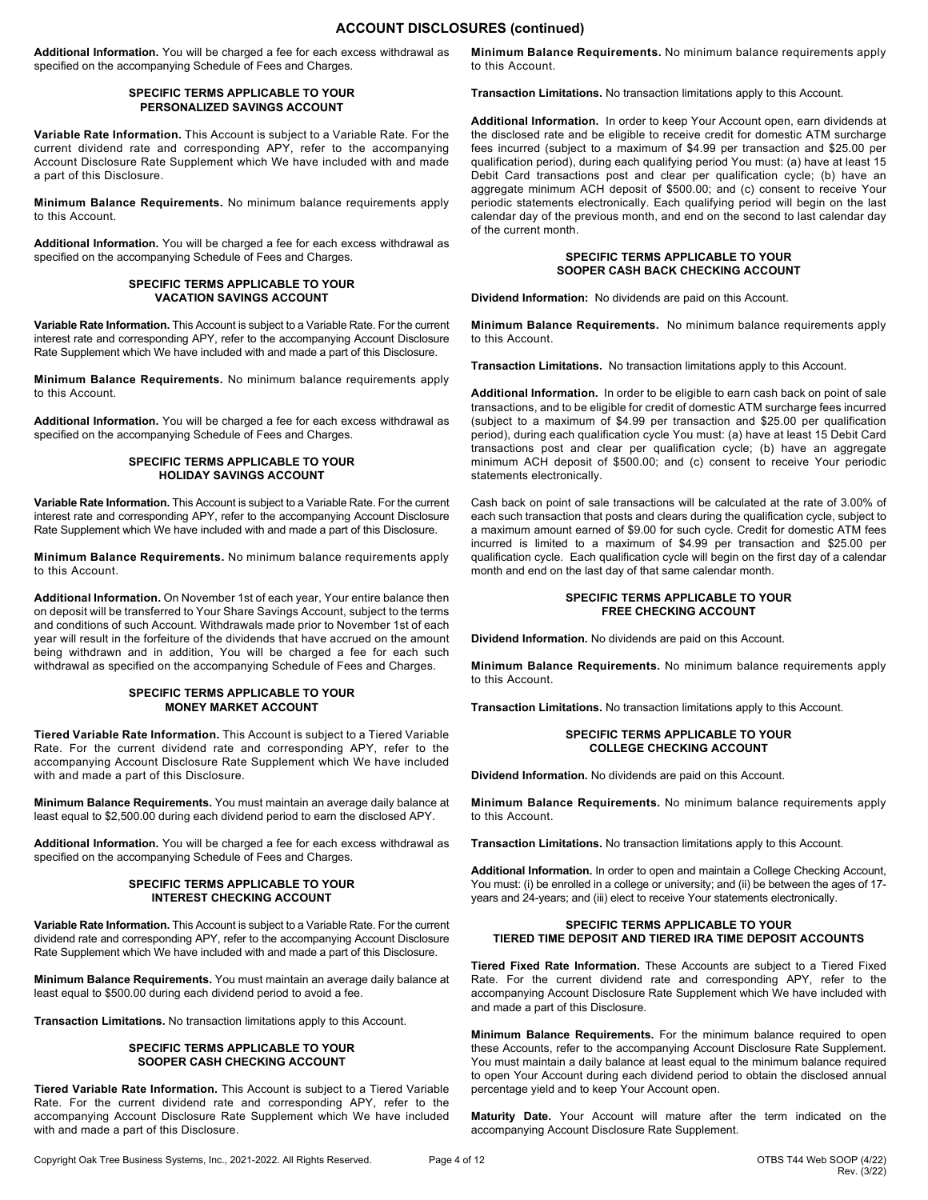## ACCOUNT DISCLOSURES (continued)

**Additional Information.** You will be charged a fee for each excess withdrawal as specified on the accompanying Schedule of Fees and Charges.

### SPECIFIC TERMS APPLICABLE TO YOUR PERSONALIZED SAVINGS ACCOUNT

**Variable Rate Information.** This Account is subject to a Variable Rate. For the current dividend rate and corresponding APY, refer to the accompanying Account Disclosure Rate Supplement which We have included with and made a part of this Disclosure.

**Minimum Balance Requirements.** No minimum balance requirements apply to this Account.

**Additional Information.** You will be charged a fee for each excess withdrawal as specified on the accompanying Schedule of Fees and Charges.

### SPECIFIC TERMS APPLICABLE TO YOUR VACATION SAVINGS ACCOUNT

**Variable Rate Information.** This Account is subject to a Variable Rate. For the current interest rate and corresponding APY, refer to the accompanying Account Disclosure Rate Supplement which We have included with and made a part of this Disclosure.

**Minimum Balance Requirements.** No minimum balance requirements apply to this Account.

**Additional Information.** You will be charged a fee for each excess withdrawal as specified on the accompanying Schedule of Fees and Charges.

### SPECIFIC TERMS APPLICABLE TO YOUR HOLIDAY SAVINGS ACCOUNT

**Variable Rate Information.** This Account is subject to a Variable Rate. For the current interest rate and corresponding APY, refer to the accompanying Account Disclosure Rate Supplement which We have included with and made a part of this Disclosure.

**Minimum Balance Requirements.** No minimum balance requirements apply to this Account.

**Additional Information.** On November 1st of each year, Your entire balance then on deposit will be transferred to Your Share Savings Account, subject to the terms and conditions of such Account. Withdrawals made prior to November 1st of each year will result in the forfeiture of the dividends that have accrued on the amount being withdrawn and in addition, You will be charged a fee for each such withdrawal as specified on the accompanying Schedule of Fees and Charges.

### SPECIFIC TERMS APPLICABLE TO YOUR MONEY MARKET ACCOUNT

**Tiered Variable Rate Information.** This Account is subject to a Tiered Variable Rate. For the current dividend rate and corresponding APY, refer to the accompanying Account Disclosure Rate Supplement which We have included with and made a part of this Disclosure.

**Minimum Balance Requirements.** You must maintain an average daily balance at least equal to $2,500.00 during each dividend period to earn the disclosed APY.

**Additional Information.** You will be charged a fee for each excess withdrawal as specified on the accompanying Schedule of Fees and Charges.

### SPECIFIC TERMS APPLICABLE TO YOUR INTEREST CHECKING ACCOUNT

**Variable Rate Information.** This Account is subject to a Variable Rate. For the current dividend rate and corresponding APY, refer to the accompanying Account Disclosure Rate Supplement which We have included with and made a part of this Disclosure.

**Minimum Balance Requirements.** You must maintain an average daily balance at least equal to $500.00 during each dividend period to avoid a fee.

**Transaction Limitations.** No transaction limitations apply to this Account.

### SPECIFIC TERMS APPLICABLE TO YOUR SOOPER CASH CHECKING ACCOUNT

**Tiered Variable Rate Information.** This Account is subject to a Tiered Variable Rate. For the current dividend rate and corresponding APY, refer to the accompanying Account Disclosure Rate Supplement which We have included with and made a part of this Disclosure.

**Minimum Balance Requirements.** No minimum balance requirements apply to this Account.

**Transaction Limitations.** No transaction limitations apply to this Account.

**Additional Information.** In order to keep Your Account open, earn dividends at the disclosed rate and be eligible to receive credit for domestic ATM surcharge fees incurred (subject to a maximum of $4.99 per transaction and $25.00 per qualification period), during each qualifying period You must: (a) have at least 15 Debit Card transactions post and clear per qualification cycle; (b) have an aggregate minimum ACH deposit of $500.00; and (c) consent to receive Your periodic statements electronically. Each qualifying period will begin on the last calendar day of the previous month, and end on the second to last calendar day of the current month.

### SPECIFIC TERMS APPLICABLE TO YOUR SOOPER CASH BACK CHECKING ACCOUNT

**Dividend Information:** No dividends are paid on this Account.

**Minimum Balance Requirements.** No minimum balance requirements apply to this Account.

**Transaction Limitations.** No transaction limitations apply to this Account.

**Additional Information.** In order to be eligible to earn cash back on point of sale transactions, and to be eligible for credit of domestic ATM surcharge fees incurred (subject to a maximum of $4.99 per transaction and $25.00 per qualification period), during each qualification cycle You must: (a) have at least 15 Debit Card transactions post and clear per qualification cycle; (b) have an aggregate minimum ACH deposit of $500.00; and (c) consent to receive Your periodic statements electronically.

Cash back on point of sale transactions will be calculated at the rate of 3.00% of each such transaction that posts and clears during the qualification cycle, subject to a maximum amount earned of $9.00 for such cycle. Credit for domestic ATM fees incurred is limited to a maximum of $4.99 per transaction and $25.00 per qualification cycle. Each qualification cycle will begin on the first day of a calendar month and end on the last day of that same calendar month.

### SPECIFIC TERMS APPLICABLE TO YOUR FREE CHECKING ACCOUNT

**Dividend Information.** No dividends are paid on this Account.

**Minimum Balance Requirements.** No minimum balance requirements apply to this Account.

**Transaction Limitations.** No transaction limitations apply to this Account.

### SPECIFIC TERMS APPLICABLE TO YOUR COLLEGE CHECKING ACCOUNT

**Dividend Information.** No dividends are paid on this Account.

**Minimum Balance Requirements.** No minimum balance requirements apply to this Account.

**Transaction Limitations.** No transaction limitations apply to this Account.

**Additional Information.** In order to open and maintain a College Checking Account, You must: (i) be enrolled in a college or university; and (ii) be between the ages of 17-years and 24-years; and (iii) elect to receive Your statements electronically.

### SPECIFIC TERMS APPLICABLE TO YOUR TIERED TIME DEPOSIT AND TIERED IRA TIME DEPOSIT ACCOUNTS

**Tiered Fixed Rate Information.** These Accounts are subject to a Tiered Fixed Rate. For the current dividend rate and corresponding APY, refer to the accompanying Account Disclosure Rate Supplement which We have included with and made a part of this Disclosure.

**Minimum Balance Requirements.** For the minimum balance required to open these Accounts, refer to the accompanying Account Disclosure Rate Supplement. You must maintain a daily balance at least equal to the minimum balance required to open Your Account during each dividend period to obtain the disclosed annual percentage yield and to keep Your Account open.

**Maturity Date.** Your Account will mature after the term indicated on the accompanying Account Disclosure Rate Supplement.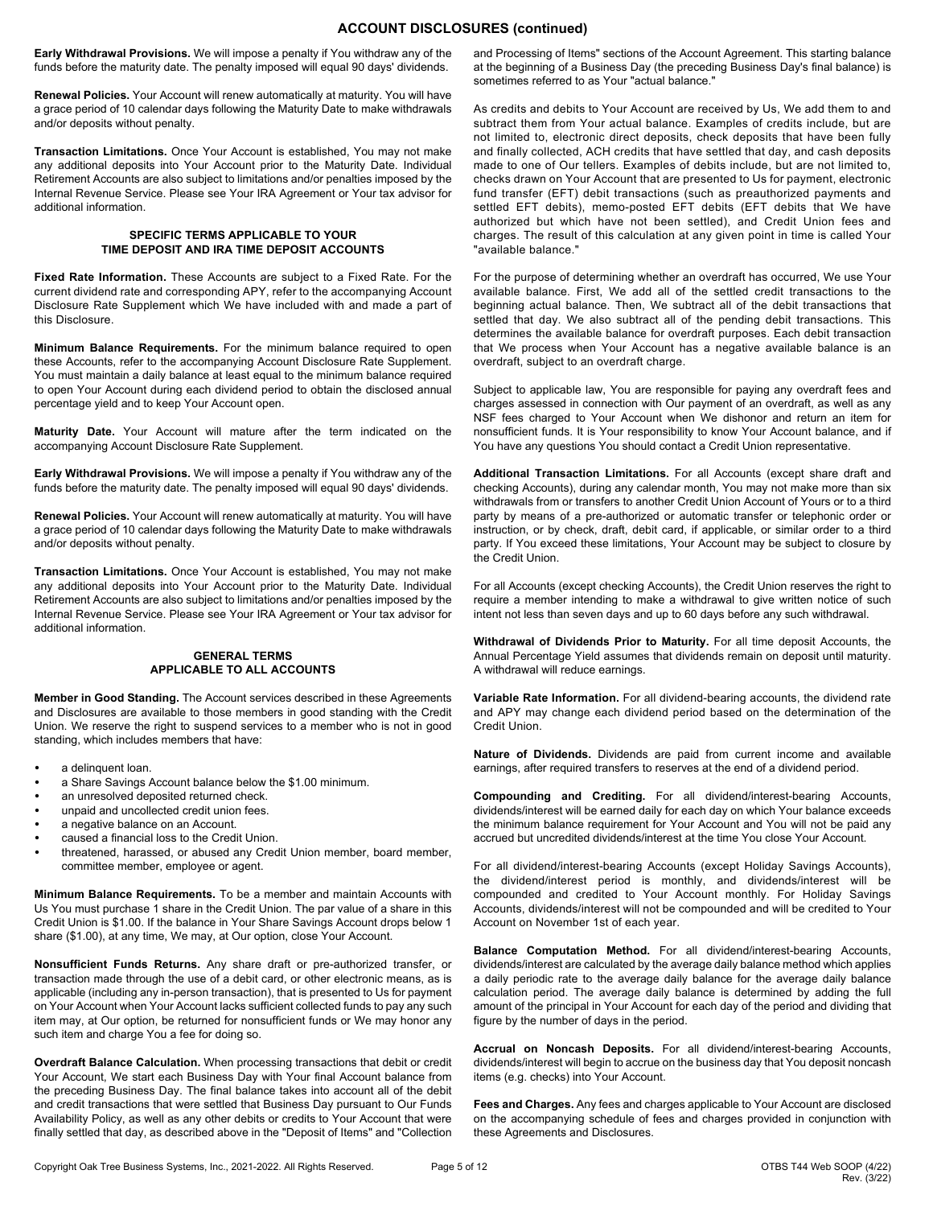## ACCOUNT DISCLOSURES (continued)

**Early Withdrawal Provisions.** We will impose a penalty if You withdraw any of the funds before the maturity date. The penalty imposed will equal 90 days' dividends.

**Renewal Policies.** Your Account will renew automatically at maturity. You will have a grace period of 10 calendar days following the Maturity Date to make withdrawals and/or deposits without penalty.

**Transaction Limitations.** Once Your Account is established, You may not make any additional deposits into Your Account prior to the Maturity Date. Individual Retirement Accounts are also subject to limitations and/or penalties imposed by the Internal Revenue Service. Please see Your IRA Agreement or Your tax advisor for additional information.

### SPECIFIC TERMS APPLICABLE TO YOUR TIME DEPOSIT AND IRA TIME DEPOSIT ACCOUNTS

**Fixed Rate Information.** These Accounts are subject to a Fixed Rate. For the current dividend rate and corresponding APY, refer to the accompanying Account Disclosure Rate Supplement which We have included with and made a part of this Disclosure.

**Minimum Balance Requirements.** For the minimum balance required to open these Accounts, refer to the accompanying Account Disclosure Rate Supplement. You must maintain a daily balance at least equal to the minimum balance required to open Your Account during each dividend period to obtain the disclosed annual percentage yield and to keep Your Account open.

**Maturity Date.** Your Account will mature after the term indicated on the accompanying Account Disclosure Rate Supplement.

**Early Withdrawal Provisions.** We will impose a penalty if You withdraw any of the funds before the maturity date. The penalty imposed will equal 90 days' dividends.

**Renewal Policies.** Your Account will renew automatically at maturity. You will have a grace period of 10 calendar days following the Maturity Date to make withdrawals and/or deposits without penalty.

**Transaction Limitations.** Once Your Account is established, You may not make any additional deposits into Your Account prior to the Maturity Date. Individual Retirement Accounts are also subject to limitations and/or penalties imposed by the Internal Revenue Service. Please see Your IRA Agreement or Your tax advisor for additional information.

### GENERAL TERMS APPLICABLE TO ALL ACCOUNTS

**Member in Good Standing.** The Account services described in these Agreements and Disclosures are available to those members in good standing with the Credit Union. We reserve the right to suspend services to a member who is not in good standing, which includes members that have:

- a delinquent loan.
- a Share Savings Account balance below the $1.00 minimum.
- an unresolved deposited returned check.
- unpaid and uncollected credit union fees.
- a negative balance on an Account.
- caused a financial loss to the Credit Union.
- threatened, harassed, or abused any Credit Union member, board member, committee member, employee or agent.

**Minimum Balance Requirements.** To be a member and maintain Accounts with Us You must purchase 1 share in the Credit Union. The par value of a share in this Credit Union is $1.00. If the balance in Your Share Savings Account drops below 1 share ($1.00), at any time, We may, at Our option, close Your Account.

**Nonsufficient Funds Returns.** Any share draft or pre-authorized transfer, or transaction made through the use of a debit card, or other electronic means, as is applicable (including any in-person transaction), that is presented to Us for payment on Your Account when Your Account lacks sufficient collected funds to pay any such item may, at Our option, be returned for nonsufficient funds or We may honor any such item and charge You a fee for doing so.

**Overdraft Balance Calculation.** When processing transactions that debit or credit Your Account, We start each Business Day with Your final Account balance from the preceding Business Day. The final balance takes into account all of the debit and credit transactions that were settled that Business Day pursuant to Our Funds Availability Policy, as well as any other debits or credits to Your Account that were finally settled that day, as described above in the "Deposit of Items" and "Collection and Processing of Items" sections of the Account Agreement. This starting balance at the beginning of a Business Day (the preceding Business Day's final balance) is sometimes referred to as Your "actual balance."

As credits and debits to Your Account are received by Us, We add them to and subtract them from Your actual balance. Examples of credits include, but are not limited to, electronic direct deposits, check deposits that have been fully and finally collected, ACH credits that have settled that day, and cash deposits made to one of Our tellers. Examples of debits include, but are not limited to, checks drawn on Your Account that are presented to Us for payment, electronic fund transfer (EFT) debit transactions (such as preauthorized payments and settled EFT debits), memo-posted EFT debits (EFT debits that We have authorized but which have not been settled), and Credit Union fees and charges. The result of this calculation at any given point in time is called Your "available balance."

For the purpose of determining whether an overdraft has occurred, We use Your available balance. First, We add all of the settled credit transactions to the beginning actual balance. Then, We subtract all of the debit transactions that settled that day. We also subtract all of the pending debit transactions. This determines the available balance for overdraft purposes. Each debit transaction that We process when Your Account has a negative available balance is an overdraft, subject to an overdraft charge.

Subject to applicable law, You are responsible for paying any overdraft fees and charges assessed in connection with Our payment of an overdraft, as well as any NSF fees charged to Your Account when We dishonor and return an item for nonsufficient funds. It is Your responsibility to know Your Account balance, and if You have any questions You should contact a Credit Union representative.

**Additional Transaction Limitations.** For all Accounts (except share draft and checking Accounts), during any calendar month, You may not make more than six withdrawals from or transfers to another Credit Union Account of Yours or to a third party by means of a pre-authorized or automatic transfer or telephonic order or instruction, or by check, draft, debit card, if applicable, or similar order to a third party. If You exceed these limitations, Your Account may be subject to closure by the Credit Union.

For all Accounts (except checking Accounts), the Credit Union reserves the right to require a member intending to make a withdrawal to give written notice of such intent not less than seven days and up to 60 days before any such withdrawal.

**Withdrawal of Dividends Prior to Maturity.** For all time deposit Accounts, the Annual Percentage Yield assumes that dividends remain on deposit until maturity. A withdrawal will reduce earnings.

**Variable Rate Information.** For all dividend-bearing accounts, the dividend rate and APY may change each dividend period based on the determination of the Credit Union.

**Nature of Dividends.** Dividends are paid from current income and available earnings, after required transfers to reserves at the end of a dividend period.

**Compounding and Crediting.** For all dividend/interest-bearing Accounts, dividends/interest will be earned daily for each day on which Your balance exceeds the minimum balance requirement for Your Account and You will not be paid any accrued but uncredited dividends/interest at the time You close Your Account.

For all dividend/interest-bearing Accounts (except Holiday Savings Accounts), the dividend/interest period is monthly, and dividends/interest will be compounded and credited to Your Account monthly. For Holiday Savings Accounts, dividends/interest will not be compounded and will be credited to Your Account on November 1st of each year.

**Balance Computation Method.** For all dividend/interest-bearing Accounts, dividends/interest are calculated by the average daily balance method which applies a daily periodic rate to the average daily balance for the average daily balance calculation period. The average daily balance is determined by adding the full amount of the principal in Your Account for each day of the period and dividing that figure by the number of days in the period.

**Accrual on Noncash Deposits.** For all dividend/interest-bearing Accounts, dividends/interest will begin to accrue on the business day that You deposit noncash items (e.g. checks) into Your Account.

**Fees and Charges.** Any fees and charges applicable to Your Account are disclosed on the accompanying schedule of fees and charges provided in conjunction with these Agreements and Disclosures.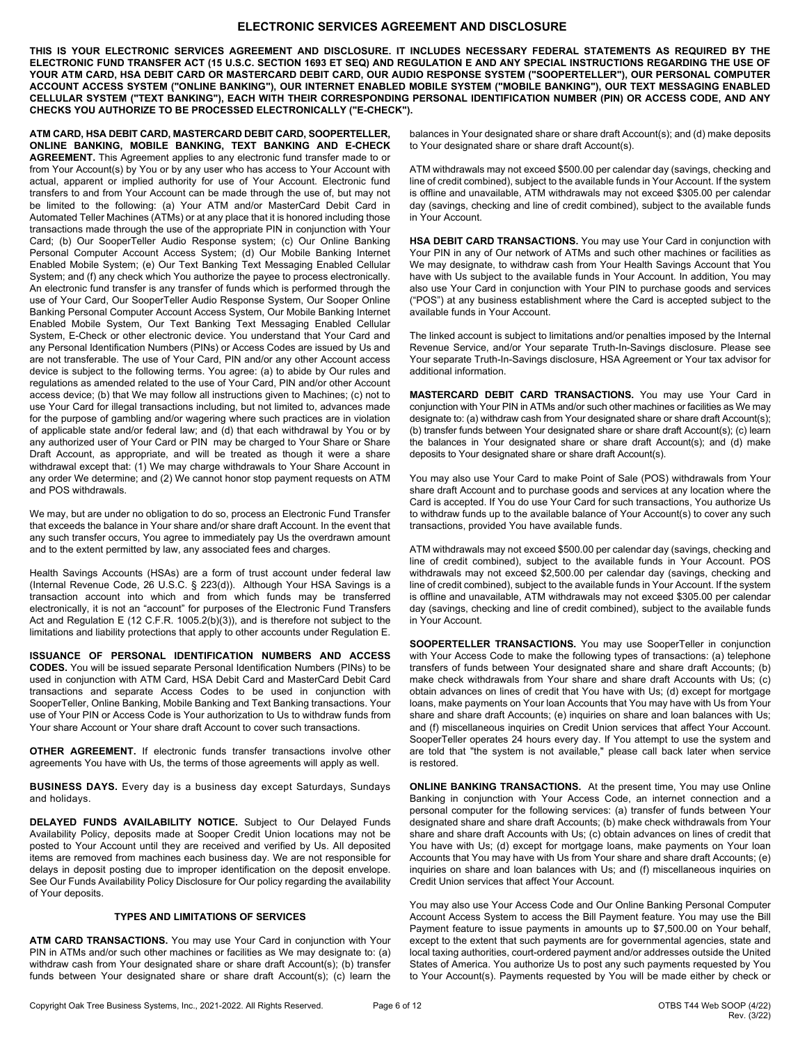# ELECTRONIC SERVICES AGREEMENT AND DISCLOSURE

**THIS IS YOUR ELECTRONIC SERVICES AGREEMENT AND DISCLOSURE. IT INCLUDES NECESSARY FEDERAL STATEMENTS AS REQUIRED BY THE ELECTRONIC FUND TRANSFER ACT (15 U.S.C. SECTION 1693 ET SEQ) AND REGULATION E AND ANY SPECIAL INSTRUCTIONS REGARDING THE USE OF YOUR ATM CARD, HSA DEBIT CARD OR MASTERCARD DEBIT CARD, OUR AUDIO RESPONSE SYSTEM ("SOOPERTELLER"), OUR PERSONAL COMPUTER ACCOUNT ACCESS SYSTEM ("ONLINE BANKING"), OUR INTERNET ENABLED MOBILE SYSTEM ("MOBILE BANKING"), OUR TEXT MESSAGING ENABLED CELLULAR SYSTEM ("TEXT BANKING"), EACH WITH THEIR CORRESPONDING PERSONAL IDENTIFICATION NUMBER (PIN) OR ACCESS CODE, AND ANY CHECKS YOU AUTHORIZE TO BE PROCESSED ELECTRONICALLY ("E-CHECK").**

**ATM CARD, HSA DEBIT CARD, MASTERCARD DEBIT CARD, SOOPERTELLER, ONLINE BANKING, MOBILE BANKING, TEXT BANKING AND E-CHECK AGREEMENT.** This Agreement applies to any electronic fund transfer made to or from Your Account(s) by You or by any user who has access to Your Account with actual, apparent or implied authority for use of Your Account. Electronic fund transfers to and from Your Account can be made through the use of, but may not be limited to the following: (a) Your ATM and/or MasterCard Debit Card in Automated Teller Machines (ATMs) or at any place that it is honored including those transactions made through the use of the appropriate PIN in conjunction with Your Card; (b) Our SooperTeller Audio Response system; (c) Our Online Banking Personal Computer Account Access System; (d) Our Mobile Banking Internet Enabled Mobile System; (e) Our Text Banking Text Messaging Enabled Cellular System; and (f) any check which You authorize the payee to process electronically. An electronic fund transfer is any transfer of funds which is performed through the use of Your Card, Our SooperTeller Audio Response System, Our Sooper Online Banking Personal Computer Account Access System, Our Mobile Banking Internet Enabled Mobile System, Our Text Banking Text Messaging Enabled Cellular System, E-Check or other electronic device. You understand that Your Card and any Personal Identification Numbers (PINs) or Access Codes are issued by Us and are not transferable. The use of Your Card, PIN and/or any other Account access device is subject to the following terms. You agree: (a) to abide by Our rules and regulations as amended related to the use of Your Card, PIN and/or other Account access device; (b) that We may follow all instructions given to Machines; (c) not to use Your Card for illegal transactions including, but not limited to, advances made for the purpose of gambling and/or wagering where such practices are in violation of applicable state and/or federal law; and (d) that each withdrawal by You or by any authorized user of Your Card or PIN may be charged to Your Share or Share Draft Account, as appropriate, and will be treated as though it were a share withdrawal except that: (1) We may charge withdrawals to Your Share Account in any order We determine; and (2) We cannot honor stop payment requests on ATM and POS withdrawals.

We may, but are under no obligation to do so, process an Electronic Fund Transfer that exceeds the balance in Your share and/or share draft Account. In the event that any such transfer occurs, You agree to immediately pay Us the overdrawn amount and to the extent permitted by law, any associated fees and charges.

Health Savings Accounts (HSAs) are a form of trust account under federal law (Internal Revenue Code, 26 U.S.C. § 223(d)). Although Your HSA Savings is a transaction account into which and from which funds may be transferred electronically, it is not an "account" for purposes of the Electronic Fund Transfers Act and Regulation E (12 C.F.R. 1005.2(b)(3)), and is therefore not subject to the limitations and liability protections that apply to other accounts under Regulation E.

**ISSUANCE OF PERSONAL IDENTIFICATION NUMBERS AND ACCESS CODES.** You will be issued separate Personal Identification Numbers (PINs) to be used in conjunction with ATM Card, HSA Debit Card and MasterCard Debit Card transactions and separate Access Codes to be used in conjunction with SooperTeller, Online Banking, Mobile Banking and Text Banking transactions. Your use of Your PIN or Access Code is Your authorization to Us to withdraw funds from Your share Account or Your share draft Account to cover such transactions.

**OTHER AGREEMENT.** If electronic funds transfer transactions involve other agreements You have with Us, the terms of those agreements will apply as well.

**BUSINESS DAYS.** Every day is a business day except Saturdays, Sundays and holidays.

**DELAYED FUNDS AVAILABILITY NOTICE.** Subject to Our Delayed Funds Availability Policy, deposits made at Sooper Credit Union locations may not be posted to Your Account until they are received and verified by Us. All deposited items are removed from machines each business day. We are not responsible for delays in deposit posting due to improper identification on the deposit envelope. See Our Funds Availability Policy Disclosure for Our policy regarding the availability of Your deposits.

## TYPES AND LIMITATIONS OF SERVICES

**ATM CARD TRANSACTIONS.** You may use Your Card in conjunction with Your PIN in ATMs and/or such other machines or facilities as We may designate to: (a) withdraw cash from Your designated share or share draft Account(s); (b) transfer funds between Your designated share or share draft Account(s); (c) learn the balances in Your designated share or share draft Account(s); and (d) make deposits to Your designated share or share draft Account(s).

ATM withdrawals may not exceed $500.00 per calendar day (savings, checking and line of credit combined), subject to the available funds in Your Account. If the system is offline and unavailable, ATM withdrawals may not exceed $305.00 per calendar day (savings, checking and line of credit combined), subject to the available funds in Your Account.

**HSA DEBIT CARD TRANSACTIONS.** You may use Your Card in conjunction with Your PIN in any of Our network of ATMs and such other machines or facilities as We may designate, to withdraw cash from Your Health Savings Account that You have with Us subject to the available funds in Your Account. In addition, You may also use Your Card in conjunction with Your PIN to purchase goods and services ("POS") at any business establishment where the Card is accepted subject to the available funds in Your Account.

The linked account is subject to limitations and/or penalties imposed by the Internal Revenue Service, and/or Your separate Truth-In-Savings disclosure. Please see Your separate Truth-In-Savings disclosure, HSA Agreement or Your tax advisor for additional information.

**MASTERCARD DEBIT CARD TRANSACTIONS.** You may use Your Card in conjunction with Your PIN in ATMs and/or such other machines or facilities as We may designate to: (a) withdraw cash from Your designated share or share draft Account(s); (b) transfer funds between Your designated share or share draft Account(s); (c) learn the balances in Your designated share or share draft Account(s); and (d) make deposits to Your designated share or share draft Account(s).

You may also use Your Card to make Point of Sale (POS) withdrawals from Your share draft Account and to purchase goods and services at any location where the Card is accepted. If You do use Your Card for such transactions, You authorize Us to withdraw funds up to the available balance of Your Account(s) to cover any such transactions, provided You have available funds.

ATM withdrawals may not exceed $500.00 per calendar day (savings, checking and line of credit combined), subject to the available funds in Your Account. POS withdrawals may not exceed $2,500.00 per calendar day (savings, checking and line of credit combined), subject to the available funds in Your Account. If the system is offline and unavailable, ATM withdrawals may not exceed $305.00 per calendar day (savings, checking and line of credit combined), subject to the available funds in Your Account.

**SOOPERTELLER TRANSACTIONS.** You may use SooperTeller in conjunction with Your Access Code to make the following types of transactions: (a) telephone transfers of funds between Your designated share and share draft Accounts; (b) make check withdrawals from Your share and share draft Accounts with Us; (c) obtain advances on lines of credit that You have with Us; (d) except for mortgage loans, make payments on Your loan Accounts that You may have with Us from Your share and share draft Accounts; (e) inquiries on share and loan balances with Us; and (f) miscellaneous inquiries on Credit Union services that affect Your Account. SooperTeller operates 24 hours every day. If You attempt to use the system and are told that "the system is not available," please call back later when service is restored.

**ONLINE BANKING TRANSACTIONS.** At the present time, You may use Online Banking in conjunction with Your Access Code, an internet connection and a personal computer for the following services: (a) transfer of funds between Your designated share and share draft Accounts; (b) make check withdrawals from Your share and share draft Accounts with Us; (c) obtain advances on lines of credit that You have with Us; (d) except for mortgage loans, make payments on Your loan Accounts that You may have with Us from Your share and share draft Accounts; (e) inquiries on share and loan balances with Us; and (f) miscellaneous inquiries on Credit Union services that affect Your Account.

You may also use Your Access Code and Our Online Banking Personal Computer Account Access System to access the Bill Payment feature. You may use the Bill Payment feature to issue payments in amounts up to $7,500.00 on Your behalf, except to the extent that such payments are for governmental agencies, state and local taxing authorities, court-ordered payment and/or addresses outside the United States of America. You authorize Us to post any such payments requested by You to Your Account(s). Payments requested by You will be made either by check or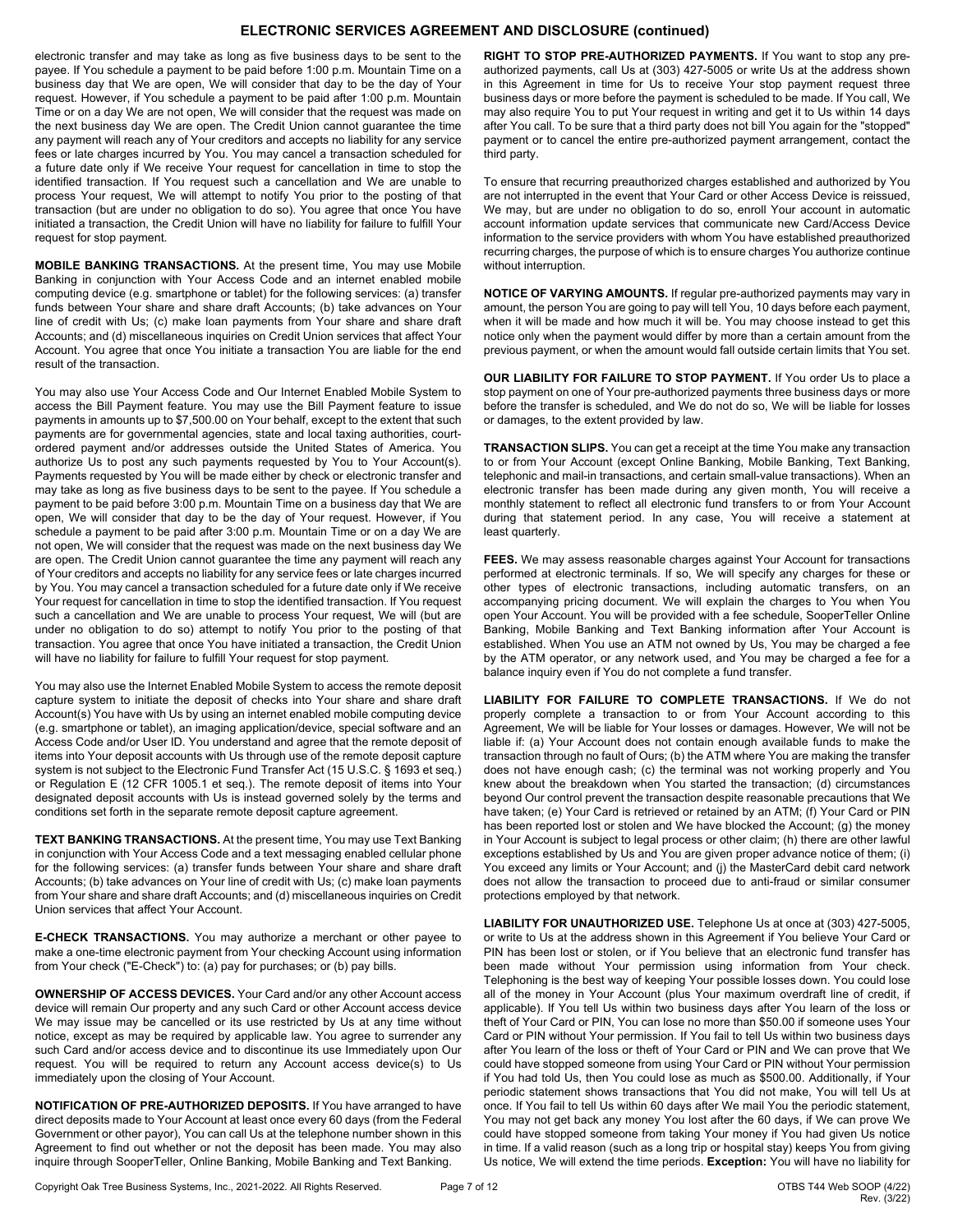electronic transfer and may take as long as five business days to be sent to the payee. If You schedule a payment to be paid before 1:00 p.m. Mountain Time on a business day that We are open, We will consider that day to be the day of Your request. However, if You schedule a payment to be paid after 1:00 p.m. Mountain Time or on a day We are not open, We will consider that the request was made on the next business day We are open. The Credit Union cannot guarantee the time any payment will reach any of Your creditors and accepts no liability for any service fees or late charges incurred by You. You may cancel a transaction scheduled for a future date only if We receive Your request for cancellation in time to stop the identified transaction. If You request such a cancellation and We are unable to process Your request, We will attempt to notify You prior to the posting of that transaction (but are under no obligation to do so). You agree that once You have initiated a transaction, the Credit Union will have no liability for failure to fulfill Your request for stop payment.

**MOBILE BANKING TRANSACTIONS.** At the present time, You may use Mobile Banking in conjunction with Your Access Code and an internet enabled mobile computing device (e.g. smartphone or tablet) for the following services: (a) transfer funds between Your share and share draft Accounts; (b) take advances on Your line of credit with Us; (c) make loan payments from Your share and share draft Accounts; and (d) miscellaneous inquiries on Credit Union services that affect Your Account. You agree that once You initiate a transaction You are liable for the end result of the transaction.

You may also use Your Access Code and Our Internet Enabled Mobile System to access the Bill Payment feature. You may use the Bill Payment feature to issue payments in amounts up to $7,500.00 on Your behalf, except to the extent that such payments are for governmental agencies, state and local taxing authorities, court-ordered payment and/or addresses outside the United States of America. You authorize Us to post any such payments requested by You to Your Account(s). Payments requested by You will be made either by check or electronic transfer and may take as long as five business days to be sent to the payee. If You schedule a payment to be paid before 3:00 p.m. Mountain Time on a business day that We are open, We will consider that day to be the day of Your request. However, if You schedule a payment to be paid after 3:00 p.m. Mountain Time or on a day We are not open, We will consider that the request was made on the next business day We are open. The Credit Union cannot guarantee the time any payment will reach any of Your creditors and accepts no liability for any service fees or late charges incurred by You. You may cancel a transaction scheduled for a future date only if We receive Your request for cancellation in time to stop the identified transaction. If You request such a cancellation and We are unable to process Your request, We will (but are under no obligation to do so) attempt to notify You prior to the posting of that transaction. You agree that once You have initiated a transaction, the Credit Union will have no liability for failure to fulfill Your request for stop payment.

You may also use the Internet Enabled Mobile System to access the remote deposit capture system to initiate the deposit of checks into Your share and share draft Account(s) You have with Us by using an internet enabled mobile computing device (e.g. smartphone or tablet), an imaging application/device, special software and an Access Code and/or User ID. You understand and agree that the remote deposit of items into Your deposit accounts with Us through use of the remote deposit capture system is not subject to the Electronic Fund Transfer Act (15 U.S.C. § 1693 et seq.) or Regulation E (12 CFR 1005.1 et seq.). The remote deposit of items into Your designated deposit accounts with Us is instead governed solely by the terms and conditions set forth in the separate remote deposit capture agreement.

**TEXT BANKING TRANSACTIONS.** At the present time, You may use Text Banking in conjunction with Your Access Code and a text messaging enabled cellular phone for the following services: (a) transfer funds between Your share and share draft Accounts; (b) take advances on Your line of credit with Us; (c) make loan payments from Your share and share draft Accounts; and (d) miscellaneous inquiries on Credit Union services that affect Your Account.

**E-CHECK TRANSACTIONS.** You may authorize a merchant or other payee to make a one-time electronic payment from Your checking Account using information from Your check ("E-Check") to: (a) pay for purchases; or (b) pay bills.

**OWNERSHIP OF ACCESS DEVICES.** Your Card and/or any other Account access device will remain Our property and any such Card or other Account access device We may issue may be cancelled or its use restricted by Us at any time without notice, except as may be required by applicable law. You agree to surrender any such Card and/or access device and to discontinue its use Immediately upon Our request. You will be required to return any Account access device(s) to Us immediately upon the closing of Your Account.

**NOTIFICATION OF PRE-AUTHORIZED DEPOSITS.** If You have arranged to have direct deposits made to Your Account at least once every 60 days (from the Federal Government or other payor), You can call Us at the telephone number shown in this Agreement to find out whether or not the deposit has been made. You may also inquire through SooperTeller, Online Banking, Mobile Banking and Text Banking.

**RIGHT TO STOP PRE-AUTHORIZED PAYMENTS.** If You want to stop any pre-authorized payments, call Us at (303) 427-5005 or write Us at the address shown in this Agreement in time for Us to receive Your stop payment request three business days or more before the payment is scheduled to be made. If You call, We may also require You to put Your request in writing and get it to Us within 14 days after You call. To be sure that a third party does not bill You again for the "stopped" payment or to cancel the entire pre-authorized payment arrangement, contact the third party.

To ensure that recurring preauthorized charges established and authorized by You are not interrupted in the event that Your Card or other Access Device is reissued, We may, but are under no obligation to do so, enroll Your account in automatic account information update services that communicate new Card/Access Device information to the service providers with whom You have established preauthorized recurring charges, the purpose of which is to ensure charges You authorize continue without interruption.

**NOTICE OF VARYING AMOUNTS.** If regular pre-authorized payments may vary in amount, the person You are going to pay will tell You, 10 days before each payment, when it will be made and how much it will be. You may choose instead to get this notice only when the payment would differ by more than a certain amount from the previous payment, or when the amount would fall outside certain limits that You set.

**OUR LIABILITY FOR FAILURE TO STOP PAYMENT.** If You order Us to place a stop payment on one of Your pre-authorized payments three business days or more before the transfer is scheduled, and We do not do so, We will be liable for losses or damages, to the extent provided by law.

**TRANSACTION SLIPS.** You can get a receipt at the time You make any transaction to or from Your Account (except Online Banking, Mobile Banking, Text Banking, telephonic and mail-in transactions, and certain small-value transactions). When an electronic transfer has been made during any given month, You will receive a monthly statement to reflect all electronic fund transfers to or from Your Account during that statement period. In any case, You will receive a statement at least quarterly.

**FEES.** We may assess reasonable charges against Your Account for transactions performed at electronic terminals. If so, We will specify any charges for these or other types of electronic transactions, including automatic transfers, on an accompanying pricing document. We will explain the charges to You when You open Your Account. You will be provided with a fee schedule, SooperTeller Online Banking, Mobile Banking and Text Banking information after Your Account is established. When You use an ATM not owned by Us, You may be charged a fee by the ATM operator, or any network used, and You may be charged a fee for a balance inquiry even if You do not complete a fund transfer.

**LIABILITY FOR FAILURE TO COMPLETE TRANSACTIONS.** If We do not properly complete a transaction to or from Your Account according to this Agreement, We will be liable for Your losses or damages. However, We will not be liable if: (a) Your Account does not contain enough available funds to make the transaction through no fault of Ours; (b) the ATM where You are making the transfer does not have enough cash; (c) the terminal was not working properly and You knew about the breakdown when You started the transaction; (d) circumstances beyond Our control prevent the transaction despite reasonable precautions that We have taken; (e) Your Card is retrieved or retained by an ATM; (f) Your Card or PIN has been reported lost or stolen and We have blocked the Account; (g) the money in Your Account is subject to legal process or other claim; (h) there are other lawful exceptions established by Us and You are given proper advance notice of them; (i) You exceed any limits or Your Account; and (j) the MasterCard debit card network does not allow the transaction to proceed due to anti-fraud or similar consumer protections employed by that network.

**LIABILITY FOR UNAUTHORIZED USE.** Telephone Us at once at (303) 427-5005, or write to Us at the address shown in this Agreement if You believe Your Card or PIN has been lost or stolen, or if You believe that an electronic fund transfer has been made without Your permission using information from Your check. Telephoning is the best way of keeping Your possible losses down. You could lose all of the money in Your Account (plus Your maximum overdraft line of credit, if applicable). If You tell Us within two business days after You learn of the loss or theft of Your Card or PIN, You can lose no more than $50.00 if someone uses Your Card or PIN without Your permission. If You fail to tell Us within two business days after You learn of the loss or theft of Your Card or PIN and We can prove that We could have stopped someone from using Your Card or PIN without Your permission if You had told Us, then You could lose as much as $500.00. Additionally, if Your periodic statement shows transactions that You did not make, You will tell Us at once. If You fail to tell Us within 60 days after We mail You the periodic statement, You may not get back any money You lost after the 60 days, if We can prove We could have stopped someone from taking Your money if You had given Us notice in time. If a valid reason (such as a long trip or hospital stay) keeps You from giving Us notice, We will extend the time periods. **Exception:** You will have no liability for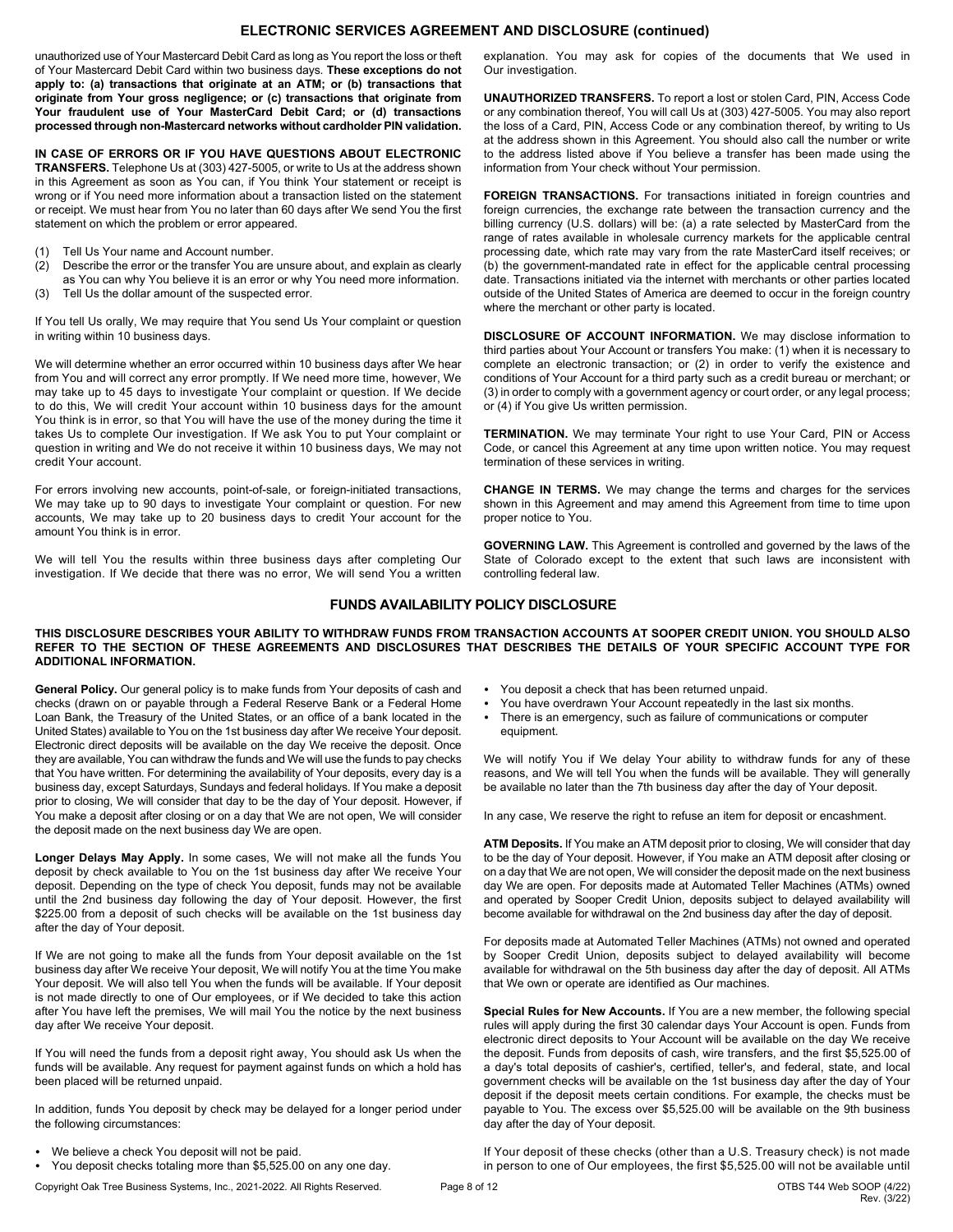## ELECTRONIC SERVICES AGREEMENT AND DISCLOSURE (continued)

unauthorized use of Your Mastercard Debit Card as long as You report the loss or theft of Your Mastercard Debit Card within two business days. **These exceptions do not apply to: (a) transactions that originate at an ATM; or (b) transactions that originate from Your gross negligence; or (c) transactions that originate from Your fraudulent use of Your MasterCard Debit Card; or (d) transactions processed through non-Mastercard networks without cardholder PIN validation.**

**IN CASE OF ERRORS OR IF YOU HAVE QUESTIONS ABOUT ELECTRONIC TRANSFERS.** Telephone Us at (303) 427-5005, or write to Us at the address shown in this Agreement as soon as You can, if You think Your statement or receipt is wrong or if You need more information about a transaction listed on the statement or receipt. We must hear from You no later than 60 days after We send You the first statement on which the problem or error appeared.

(1) Tell Us Your name and Account number.
(2) Describe the error or the transfer You are unsure about, and explain as clearly as You can why You believe it is an error or why You need more information.
(3) Tell Us the dollar amount of the suspected error.

If You tell Us orally, We may require that You send Us Your complaint or question in writing within 10 business days.

We will determine whether an error occurred within 10 business days after We hear from You and will correct any error promptly. If We need more time, however, We may take up to 45 days to investigate Your complaint or question. If We decide to do this, We will credit Your account within 10 business days for the amount You think is in error, so that You will have the use of the money during the time it takes Us to complete Our investigation. If We ask You to put Your complaint or question in writing and We do not receive it within 10 business days, We may not credit Your account.

For errors involving new accounts, point-of-sale, or foreign-initiated transactions, We may take up to 90 days to investigate Your complaint or question. For new accounts, We may take up to 20 business days to credit Your account for the amount You think is in error.

We will tell You the results within three business days after completing Our investigation. If We decide that there was no error, We will send You a written explanation. You may ask for copies of the documents that We used in Our investigation.

**UNAUTHORIZED TRANSFERS.** To report a lost or stolen Card, PIN, Access Code or any combination thereof, You will call Us at (303) 427-5005. You may also report the loss of a Card, PIN, Access Code or any combination thereof, by writing to Us at the address shown in this Agreement. You should also call the number or write to the address listed above if You believe a transfer has been made using the information from Your check without Your permission.

**FOREIGN TRANSACTIONS.** For transactions initiated in foreign countries and foreign currencies, the exchange rate between the transaction currency and the billing currency (U.S. dollars) will be: (a) a rate selected by MasterCard from the range of rates available in wholesale currency markets for the applicable central processing date, which rate may vary from the rate MasterCard itself receives; or (b) the government-mandated rate in effect for the applicable central processing date. Transactions initiated via the internet with merchants or other parties located outside of the United States of America are deemed to occur in the foreign country where the merchant or other party is located.

**DISCLOSURE OF ACCOUNT INFORMATION.** We may disclose information to third parties about Your Account or transfers You make: (1) when it is necessary to complete an electronic transaction; or (2) in order to verify the existence and conditions of Your Account for a third party such as a credit bureau or merchant; or (3) in order to comply with a government agency or court order, or any legal process; or (4) if You give Us written permission.

**TERMINATION.** We may terminate Your right to use Your Card, PIN or Access Code, or cancel this Agreement at any time upon written notice. You may request termination of these services in writing.

**CHANGE IN TERMS.** We may change the terms and charges for the services shown in this Agreement and may amend this Agreement from time to time upon proper notice to You.

**GOVERNING LAW.** This Agreement is controlled and governed by the laws of the State of Colorado except to the extent that such laws are inconsistent with controlling federal law.

## FUNDS AVAILABILITY POLICY DISCLOSURE

**THIS DISCLOSURE DESCRIBES YOUR ABILITY TO WITHDRAW FUNDS FROM TRANSACTION ACCOUNTS AT SOOPER CREDIT UNION. YOU SHOULD ALSO REFER TO THE SECTION OF THESE AGREEMENTS AND DISCLOSURES THAT DESCRIBES THE DETAILS OF YOUR SPECIFIC ACCOUNT TYPE FOR ADDITIONAL INFORMATION.**

**General Policy.** Our general policy is to make funds from Your deposits of cash and checks (drawn on or payable through a Federal Reserve Bank or a Federal Home Loan Bank, the Treasury of the United States, or an office of a bank located in the United States) available to You on the 1st business day after We receive Your deposit. Electronic direct deposits will be available on the day We receive the deposit. Once they are available, You can withdraw the funds and We will use the funds to pay checks that You have written. For determining the availability of Your deposits, every day is a business day, except Saturdays, Sundays and federal holidays. If You make a deposit prior to closing, We will consider that day to be the day of Your deposit. However, if You make a deposit after closing or on a day that We are not open, We will consider the deposit made on the next business day We are open.

**Longer Delays May Apply.** In some cases, We will not make all the funds You deposit by check available to You on the 1st business day after We receive Your deposit. Depending on the type of check You deposit, funds may not be available until the 2nd business day following the day of Your deposit. However, the first $225.00 from a deposit of such checks will be available on the 1st business day after the day of Your deposit.

If We are not going to make all the funds from Your deposit available on the 1st business day after We receive Your deposit, We will notify You at the time You make Your deposit. We will also tell You when the funds will be available. If Your deposit is not made directly to one of Our employees, or if We decided to take this action after You have left the premises, We will mail You the notice by the next business day after We receive Your deposit.

If You will need the funds from a deposit right away, You should ask Us when the funds will be available. Any request for payment against funds on which a hold has been placed will be returned unpaid.

In addition, funds You deposit by check may be delayed for a longer period under the following circumstances:

- We believe a check You deposit will not be paid.
- You deposit checks totaling more than $5,525.00 on any one day.
- You deposit a check that has been returned unpaid.
- You have overdrawn Your Account repeatedly in the last six months.
- There is an emergency, such as failure of communications or computer equipment.

We will notify You if We delay Your ability to withdraw funds for any of these reasons, and We will tell You when the funds will be available. They will generally be available no later than the 7th business day after the day of Your deposit.

In any case, We reserve the right to refuse an item for deposit or encashment.

**ATM Deposits.** If You make an ATM deposit prior to closing, We will consider that day to be the day of Your deposit. However, if You make an ATM deposit after closing or on a day that We are not open, We will consider the deposit made on the next business day We are open. For deposits made at Automated Teller Machines (ATMs) owned and operated by Sooper Credit Union, deposits subject to delayed availability will become available for withdrawal on the 2nd business day after the day of deposit.

For deposits made at Automated Teller Machines (ATMs) not owned and operated by Sooper Credit Union, deposits subject to delayed availability will become available for withdrawal on the 5th business day after the day of deposit. All ATMs that We own or operate are identified as Our machines.

**Special Rules for New Accounts.** If You are a new member, the following special rules will apply during the first 30 calendar days Your Account is open. Funds from electronic direct deposits to Your Account will be available on the day We receive the deposit. Funds from deposits of cash, wire transfers, and the first $5,525.00 of a day's total deposits of cashier's, certified, teller's, and federal, state, and local government checks will be available on the 1st business day after the day of Your deposit if the deposit meets certain conditions. For example, the checks must be payable to You. The excess over $5,525.00 will be available on the 9th business day after the day of Your deposit.

If Your deposit of these checks (other than a U.S. Treasury check) is not made in person to one of Our employees, the first $5,525.00 will not be available until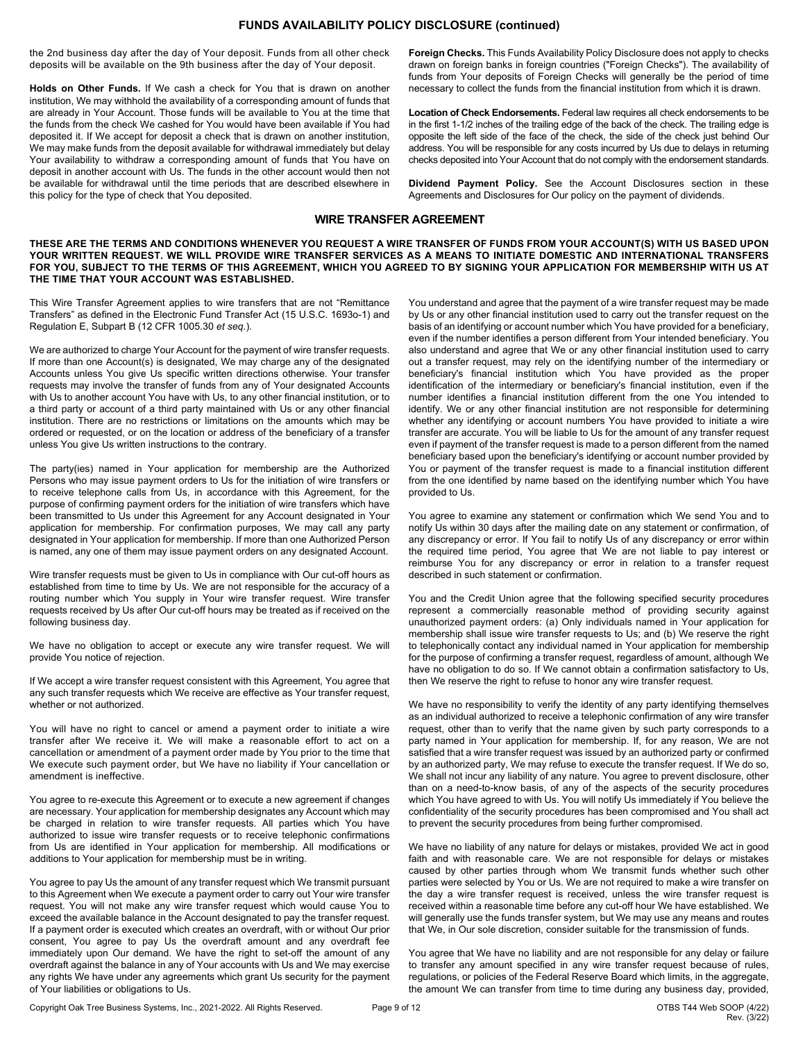## FUNDS AVAILABILITY POLICY DISCLOSURE (continued)

the 2nd business day after the day of Your deposit. Funds from all other check deposits will be available on the 9th business after the day of Your deposit.

**Holds on Other Funds.** If We cash a check for You that is drawn on another institution, We may withhold the availability of a corresponding amount of funds that are already in Your Account. Those funds will be available to You at the time that the funds from the check We cashed for You would have been available if You had deposited it. If We accept for deposit a check that is drawn on another institution, We may make funds from the deposit available for withdrawal immediately but delay Your availability to withdraw a corresponding amount of funds that You have on deposit in another account with Us. The funds in the other account would then not be available for withdrawal until the time periods that are described elsewhere in this policy for the type of check that You deposited.

**Foreign Checks.** This Funds Availability Policy Disclosure does not apply to checks drawn on foreign banks in foreign countries ("Foreign Checks"). The availability of funds from Your deposits of Foreign Checks will generally be the period of time necessary to collect the funds from the financial institution from which it is drawn.

**Location of Check Endorsements.** Federal law requires all check endorsements to be in the first 1-1/2 inches of the trailing edge of the back of the check. The trailing edge is opposite the left side of the face of the check, the side of the check just behind Our address. You will be responsible for any costs incurred by Us due to delays in returning checks deposited into Your Account that do not comply with the endorsement standards.

**Dividend Payment Policy.** See the Account Disclosures section in these Agreements and Disclosures for Our policy on the payment of dividends.

## WIRE TRANSFER AGREEMENT

**THESE ARE THE TERMS AND CONDITIONS WHENEVER YOU REQUEST A WIRE TRANSFER OF FUNDS FROM YOUR ACCOUNT(S) WITH US BASED UPON YOUR WRITTEN REQUEST. WE WILL PROVIDE WIRE TRANSFER SERVICES AS A MEANS TO INITIATE DOMESTIC AND INTERNATIONAL TRANSFERS FOR YOU, SUBJECT TO THE TERMS OF THIS AGREEMENT, WHICH YOU AGREED TO BY SIGNING YOUR APPLICATION FOR MEMBERSHIP WITH US AT THE TIME THAT YOUR ACCOUNT WAS ESTABLISHED.**

This Wire Transfer Agreement applies to wire transfers that are not "Remittance Transfers" as defined in the Electronic Fund Transfer Act (15 U.S.C. 1693o-1) and Regulation E, Subpart B (12 CFR 1005.30 *et seq.*).

We are authorized to charge Your Account for the payment of wire transfer requests. If more than one Account(s) is designated, We may charge any of the designated Accounts unless You give Us specific written directions otherwise. Your transfer requests may involve the transfer of funds from any of Your designated Accounts with Us to another account You have with Us, to any other financial institution, or to a third party or account of a third party maintained with Us or any other financial institution. There are no restrictions or limitations on the amounts which may be ordered or requested, or on the location or address of the beneficiary of a transfer unless You give Us written instructions to the contrary.

The party(ies) named in Your application for membership are the Authorized Persons who may issue payment orders to Us for the initiation of wire transfers or to receive telephone calls from Us, in accordance with this Agreement, for the purpose of confirming payment orders for the initiation of wire transfers which have been transmitted to Us under this Agreement for any Account designated in Your application for membership. For confirmation purposes, We may call any party designated in Your application for membership. If more than one Authorized Person is named, any one of them may issue payment orders on any designated Account.

Wire transfer requests must be given to Us in compliance with Our cut-off hours as established from time to time by Us. We are not responsible for the accuracy of a routing number which You supply in Your wire transfer request. Wire transfer requests received by Us after Our cut-off hours may be treated as if received on the following business day.

We have no obligation to accept or execute any wire transfer request. We will provide You notice of rejection.

If We accept a wire transfer request consistent with this Agreement, You agree that any such transfer requests which We receive are effective as Your transfer request, whether or not authorized.

You will have no right to cancel or amend a payment order to initiate a wire transfer after We receive it. We will make a reasonable effort to act on a cancellation or amendment of a payment order made by You prior to the time that We execute such payment order, but We have no liability if Your cancellation or amendment is ineffective.

You agree to re-execute this Agreement or to execute a new agreement if changes are necessary. Your application for membership designates any Account which may be charged in relation to wire transfer requests. All parties which You have authorized to issue wire transfer requests or to receive telephonic confirmations from Us are identified in Your application for membership. All modifications or additions to Your application for membership must be in writing.

You agree to pay Us the amount of any transfer request which We transmit pursuant to this Agreement when We execute a payment order to carry out Your wire transfer request. You will not make any wire transfer request which would cause You to exceed the available balance in the Account designated to pay the transfer request. If a payment order is executed which creates an overdraft, with or without Our prior consent, You agree to pay Us the overdraft amount and any overdraft fee immediately upon Our demand. We have the right to set-off the amount of any overdraft against the balance in any of Your accounts with Us and We may exercise any rights We have under any agreements which grant Us security for the payment of Your liabilities or obligations to Us.

You understand and agree that the payment of a wire transfer request may be made by Us or any other financial institution used to carry out the transfer request on the basis of an identifying or account number which You have provided for a beneficiary, even if the number identifies a person different from Your intended beneficiary. You also understand and agree that We or any other financial institution used to carry out a transfer request, may rely on the identifying number of the intermediary or beneficiary's financial institution which You have provided as the proper identification of the intermediary or beneficiary's financial institution, even if the number identifies a financial institution different from the one You intended to identify. We or any other financial institution are not responsible for determining whether any identifying or account numbers You have provided to initiate a wire transfer are accurate. You will be liable to Us for the amount of any transfer request even if payment of the transfer request is made to a person different from the named beneficiary based upon the beneficiary's identifying or account number provided by You or payment of the transfer request is made to a financial institution different from the one identified by name based on the identifying number which You have provided to Us.

You agree to examine any statement or confirmation which We send You and to notify Us within 30 days after the mailing date on any statement or confirmation, of any discrepancy or error. If You fail to notify Us of any discrepancy or error within the required time period, You agree that We are not liable to pay interest or reimburse You for any discrepancy or error in relation to a transfer request described in such statement or confirmation.

You and the Credit Union agree that the following specified security procedures represent a commercially reasonable method of providing security against unauthorized payment orders: (a) Only individuals named in Your application for membership shall issue wire transfer requests to Us; and (b) We reserve the right to telephonically contact any individual named in Your application for membership for the purpose of confirming a transfer request, regardless of amount, although We have no obligation to do so. If We cannot obtain a confirmation satisfactory to Us, then We reserve the right to refuse to honor any wire transfer request.

We have no responsibility to verify the identity of any party identifying themselves as an individual authorized to receive a telephonic confirmation of any wire transfer request, other than to verify that the name given by such party corresponds to a party named in Your application for membership. If, for any reason, We are not satisfied that a wire transfer request was issued by an authorized party or confirmed by an authorized party, We may refuse to execute the transfer request. If We do so, We shall not incur any liability of any nature. You agree to prevent disclosure, other than on a need-to-know basis, of any of the aspects of the security procedures which You have agreed to with Us. You will notify Us immediately if You believe the confidentiality of the security procedures has been compromised and You shall act to prevent the security procedures from being further compromised.

We have no liability of any nature for delays or mistakes, provided We act in good faith and with reasonable care. We are not responsible for delays or mistakes caused by other parties through whom We transmit funds whether such other parties were selected by You or Us. We are not required to make a wire transfer on the day a wire transfer request is received, unless the wire transfer request is received within a reasonable time before any cut-off hour We have established. We will generally use the funds transfer system, but We may use any means and routes that We, in Our sole discretion, consider suitable for the transmission of funds.

You agree that We have no liability and are not responsible for any delay or failure to transfer any amount specified in any wire transfer request because of rules, regulations, or policies of the Federal Reserve Board which limits, in the aggregate, the amount We can transfer from time to time during any business day, provided,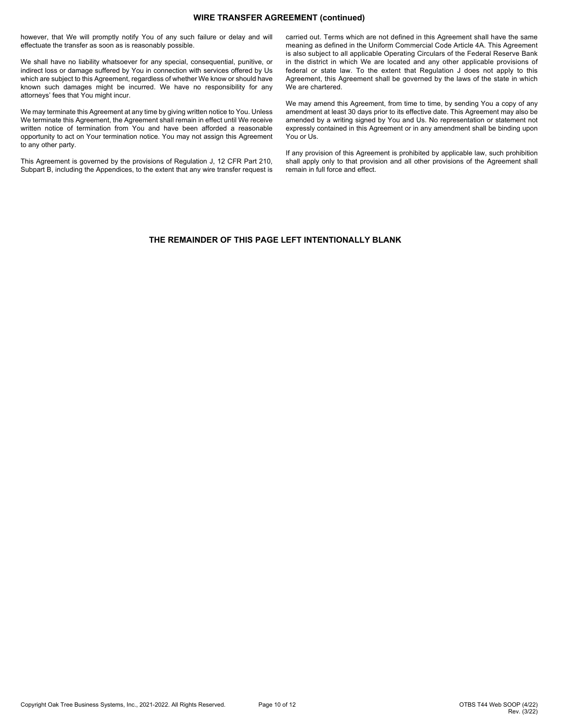## WIRE TRANSFER AGREEMENT (continued)

however, that We will promptly notify You of any such failure or delay and will effectuate the transfer as soon as is reasonably possible.

We shall have no liability whatsoever for any special, consequential, punitive, or indirect loss or damage suffered by You in connection with services offered by Us which are subject to this Agreement, regardless of whether We know or should have known such damages might be incurred. We have no responsibility for any attorneys' fees that You might incur.

We may terminate this Agreement at any time by giving written notice to You. Unless We terminate this Agreement, the Agreement shall remain in effect until We receive written notice of termination from You and have been afforded a reasonable opportunity to act on Your termination notice. You may not assign this Agreement to any other party.

This Agreement is governed by the provisions of Regulation J, 12 CFR Part 210, Subpart B, including the Appendices, to the extent that any wire transfer request is carried out. Terms which are not defined in this Agreement shall have the same meaning as defined in the Uniform Commercial Code Article 4A. This Agreement is also subject to all applicable Operating Circulars of the Federal Reserve Bank in the district in which We are located and any other applicable provisions of federal or state law. To the extent that Regulation J does not apply to this Agreement, this Agreement shall be governed by the laws of the state in which We are chartered.

We may amend this Agreement, from time to time, by sending You a copy of any amendment at least 30 days prior to its effective date. This Agreement may also be amended by a writing signed by You and Us. No representation or statement not expressly contained in this Agreement or in any amendment shall be binding upon You or Us.

If any provision of this Agreement is prohibited by applicable law, such prohibition shall apply only to that provision and all other provisions of the Agreement shall remain in full force and effect.

**THE REMAINDER OF THIS PAGE LEFT INTENTIONALLY BLANK**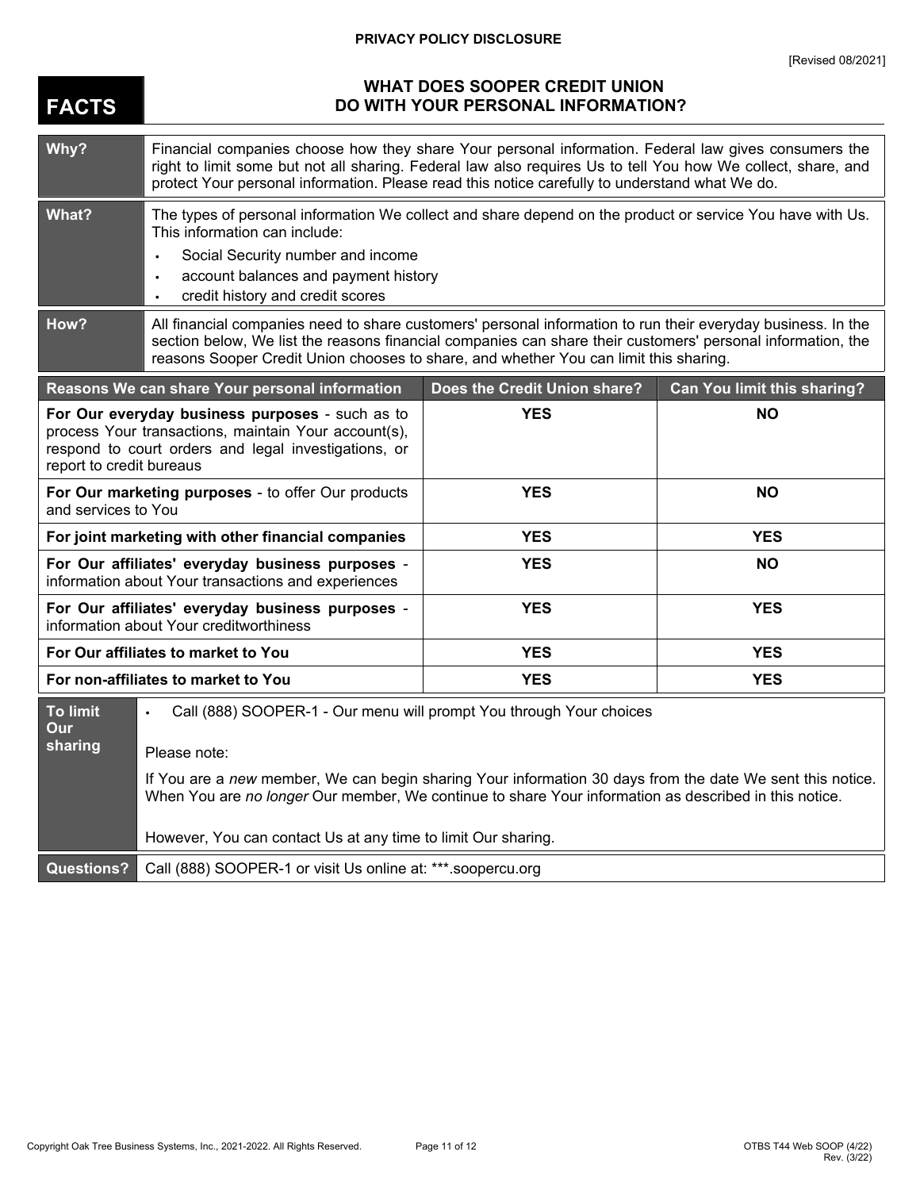**PRIVACY POLICY DISCLOSURE**

[Revised 08/2021]

# FACTS

## WHAT DOES SOOPER CREDIT UNION DO WITH YOUR PERSONAL INFORMATION?

| | |
|---|---|
| **Why?** | Financial companies choose how they share Your personal information. Federal law gives consumers the right to limit some but not all sharing. Federal law also requires Us to tell You how We collect, share, and protect Your personal information. Please read this notice carefully to understand what We do. |
| **What?** | The types of personal information We collect and share depend on the product or service You have with Us. This information can include:<br>• Social Security number and income<br>• account balances and payment history<br>• credit history and credit scores |
| **How?** | All financial companies need to share customers' personal information to run their everyday business. In the section below, We list the reasons financial companies can share their customers' personal information, the reasons Sooper Credit Union chooses to share, and whether You can limit this sharing. |

| Reasons We can share Your personal information | Does the Credit Union share? | Can You limit this sharing? |
|---|---|---|
| **For Our everyday business purposes** - such as to process Your transactions, maintain Your account(s), respond to court orders and legal investigations, or report to credit bureaus | **YES** | **NO** |
| **For Our marketing purposes** - to offer Our products and services to You | **YES** | **NO** |
| **For joint marketing with other financial companies** | **YES** | **YES** |
| **For Our affiliates' everyday business purposes** - information about Your transactions and experiences | **YES** | **NO** |
| **For Our affiliates' everyday business purposes** - information about Your creditworthiness | **YES** | **YES** |
| **For Our affiliates to market to You** | **YES** | **YES** |
| **For non-affiliates to market to You** | **YES** | **YES** |

| | |
|---|---|
| **To limit Our sharing** | • Call (888) SOOPER-1 - Our menu will prompt You through Your choices<br><br>Please note:<br><br>If You are a *new* member, We can begin sharing Your information 30 days from the date We sent this notice. When You are *no longer* Our member, We continue to share Your information as described in this notice.<br><br>However, You can contact Us at any time to limit Our sharing. |
| **Questions?** | Call (888) SOOPER-1 or visit Us online at: ***.soopercu.org |

Copyright Oak Tree Business Systems, Inc., 2021-2022. All Rights Reserved.

OTBS T44 Web SOOP (4/22) Rev. (3/22)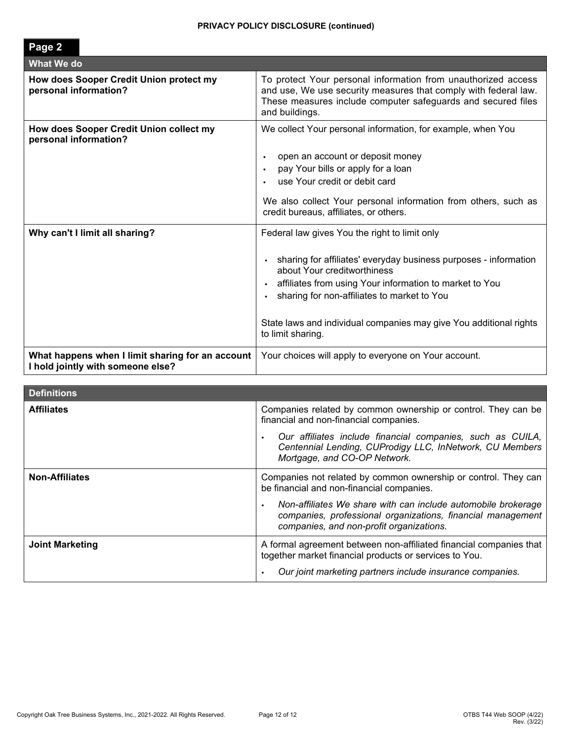**PRIVACY POLICY DISCLOSURE (continued)**

**Page 2**

| What We do | |
|---|---|
| **How does Sooper Credit Union protect my personal information?** | To protect Your personal information from unauthorized access and use, We use security measures that comply with federal law. These measures include computer safeguards and secured files and buildings. |
| **How does Sooper Credit Union collect my personal information?** | We collect Your personal information, for example, when You<br>• open an account or deposit money<br>• pay Your bills or apply for a loan<br>• use Your credit or debit card<br><br>We also collect Your personal information from others, such as credit bureaus, affiliates, or others. |
| **Why can't I limit all sharing?** | Federal law gives You the right to limit only<br>• sharing for affiliates' everyday business purposes - information about Your creditworthiness<br>• affiliates from using Your information to market to You<br>• sharing for non-affiliates to market to You<br><br>State laws and individual companies may give You additional rights to limit sharing. |
| **What happens when I limit sharing for an account I hold jointly with someone else?** | Your choices will apply to everyone on Your account. |

| Definitions | |
|---|---|
| **Affiliates** | Companies related by common ownership or control. They can be financial and non-financial companies.<br>• *Our affiliates include financial companies, such as CUILA, Centennial Lending, CUProdigy LLC, InNetwork, CU Members Mortgage, and CO-OP Network.* |
| **Non-Affiliates** | Companies not related by common ownership or control. They can be financial and non-financial companies.<br>• *Non-affiliates We share with can include automobile brokerage companies, professional organizations, financial management companies, and non-profit organizations.* |
| **Joint Marketing** | A formal agreement between non-affiliated financial companies that together market financial products or services to You.<br>• *Our joint marketing partners include insurance companies.* |

Copyright Oak Tree Business Systems, Inc., 2021-2022. All Rights Reserved. OTBS T44 Web SOOP (4/22) Rev. (3/22)